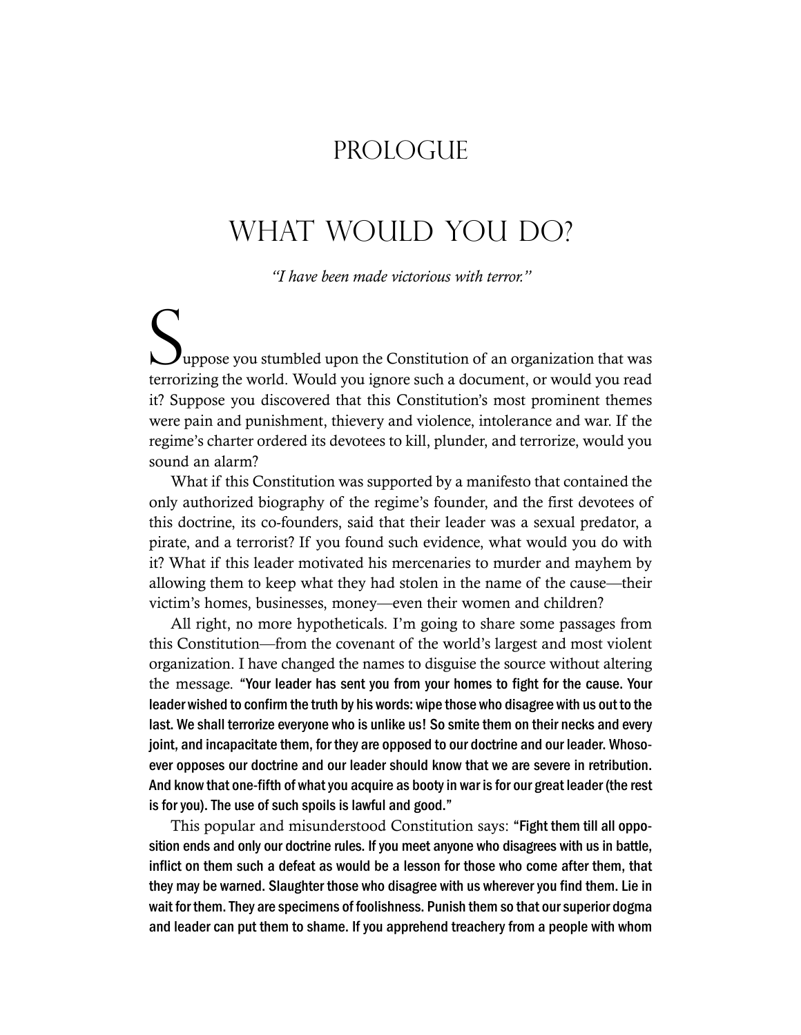# PROLOGUE

## WHAT WOULD YOU DO?

*"I have been made victorious with terror."*

Suppose you stumbled upon the Constitution of an organization that was terrorizing the world. Would you ignore such a document, or would you read it? Suppose you discovered that this Constitution's most prominent themes were pain and punishment, thievery and violence, intolerance and war. If the regime's charter ordered its devotees to kill, plunder, and terrorize, would you sound an alarm?

What if this Constitution was supported by a manifesto that contained the only authorized biography of the regime's founder, and the first devotees of this doctrine, its co-founders, said that their leader was a sexual predator, a pirate, and a terrorist? If you found such evidence, what would you do with it? What if this leader motivated his mercenaries to murder and mayhem by allowing them to keep what they had stolen in the name of the cause—their victim's homes, businesses, money—even their women and children?

All right, no more hypotheticals. I'm going to share some passages from this Constitution—from the covenant of the world's largest and most violent organization. I have changed the names to disguise the source without altering the message. **"Your leader has sent you from your homes to fight for the cause. Your leader wished to confirm the truth by his words: wipe those who disagree with us out to the last. We shall terrorize everyone who is unlike us! So smite them on their necks and every joint, and incapacitate them, for they are opposed to our doctrine and our leader. Whosoever opposes our doctrine and our leader should know that we are severe in retribution. And know that one-fifth of what you acquire as booty in war is for our great leader (the rest is for you). The use of such spoils is lawful and good."**

This popular and misunderstood Constitution says: **"Fight them till all opposition ends and only our doctrine rules. If you meet anyone who disagrees with us in battle, inflict on them such a defeat as would be a lesson for those who come after them, that they may be warned. Slaughter those who disagree with us wherever you find them. Lie in wait for them. They are specimens of foolishness. Punish them so that our superior dogma and leader can put them to shame. If you apprehend treachery from a people with whom**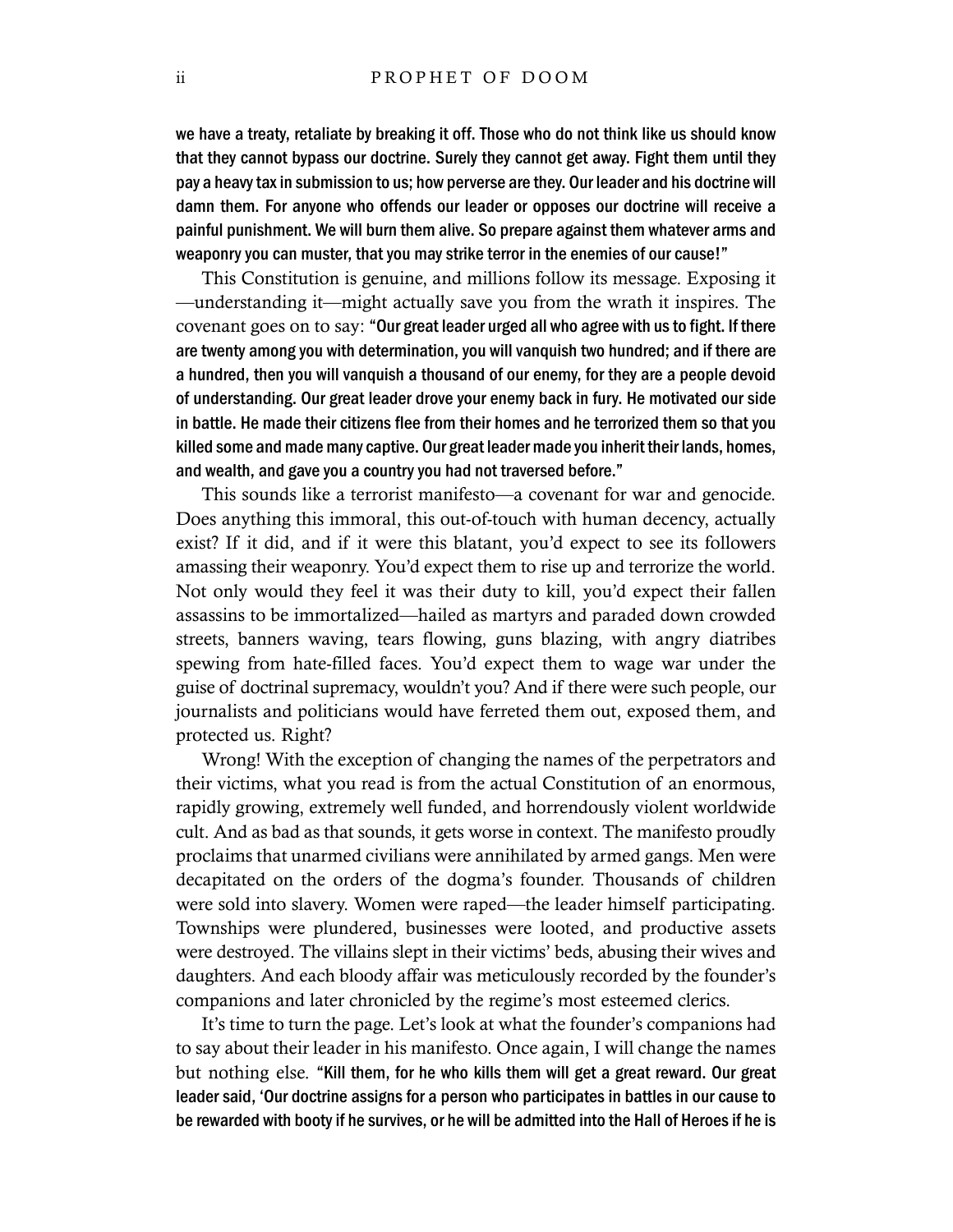**we have a treaty, retaliate by breaking it off. Those who do not think like us should know that they cannot bypass our doctrine. Surely they cannot get away. Fight them until they pay a heavy tax in submission to us; how perverse are they. Our leader and his doctrine will damn them. For anyone who offends our leader or opposes our doctrine will receive a painful punishment. We will burn them alive. So prepare against them whatever arms and weaponry you can muster, that you may strike terror in the enemies of our cause!"**

This Constitution is genuine, and millions follow its message. Exposing it —understanding it—might actually save you from the wrath it inspires. The covenant goes on to say: **"Our great leader urged all who agree with us to fight. If there are twenty among you with determination, you will vanquish two hundred; and if there are a hundred, then you will vanquish a thousand of our enemy, for they are a people devoid of understanding. Our great leader drove your enemy back in fury. He motivated our side in battle. He made their citizens flee from their homes and he terrorized them so that you killed some and made many captive. Our great leader made you inherit their lands, homes, and wealth, and gave you a country you had not traversed before."**

This sounds like a terrorist manifesto—a covenant for war and genocide. Does anything this immoral, this out-of-touch with human decency, actually exist? If it did, and if it were this blatant, you'd expect to see its followers amassing their weaponry. You'd expect them to rise up and terrorize the world. Not only would they feel it was their duty to kill, you'd expect their fallen assassins to be immortalized—hailed as martyrs and paraded down crowded streets, banners waving, tears flowing, guns blazing, with angry diatribes spewing from hate-filled faces. You'd expect them to wage war under the guise of doctrinal supremacy, wouldn't you? And if there were such people, our journalists and politicians would have ferreted them out, exposed them, and protected us. Right?

Wrong! With the exception of changing the names of the perpetrators and their victims, what you read is from the actual Constitution of an enormous, rapidly growing, extremely well funded, and horrendously violent worldwide cult. And as bad as that sounds, it gets worse in context. The manifesto proudly proclaims that unarmed civilians were annihilated by armed gangs. Men were decapitated on the orders of the dogma's founder. Thousands of children were sold into slavery. Women were raped—the leader himself participating. Townships were plundered, businesses were looted, and productive assets were destroyed. The villains slept in their victims' beds, abusing their wives and daughters. And each bloody affair was meticulously recorded by the founder's companions and later chronicled by the regime's most esteemed clerics.

It's time to turn the page. Let's look at what the founder's companions had to say about their leader in his manifesto. Once again, I will change the names but nothing else. **"Kill them, for he who kills them will get a great reward. Our great leader said, 'Our doctrine assigns for a person who participates in battles in our cause to be rewarded with booty if he survives, or he will be admitted into the Hall of Heroes if he is**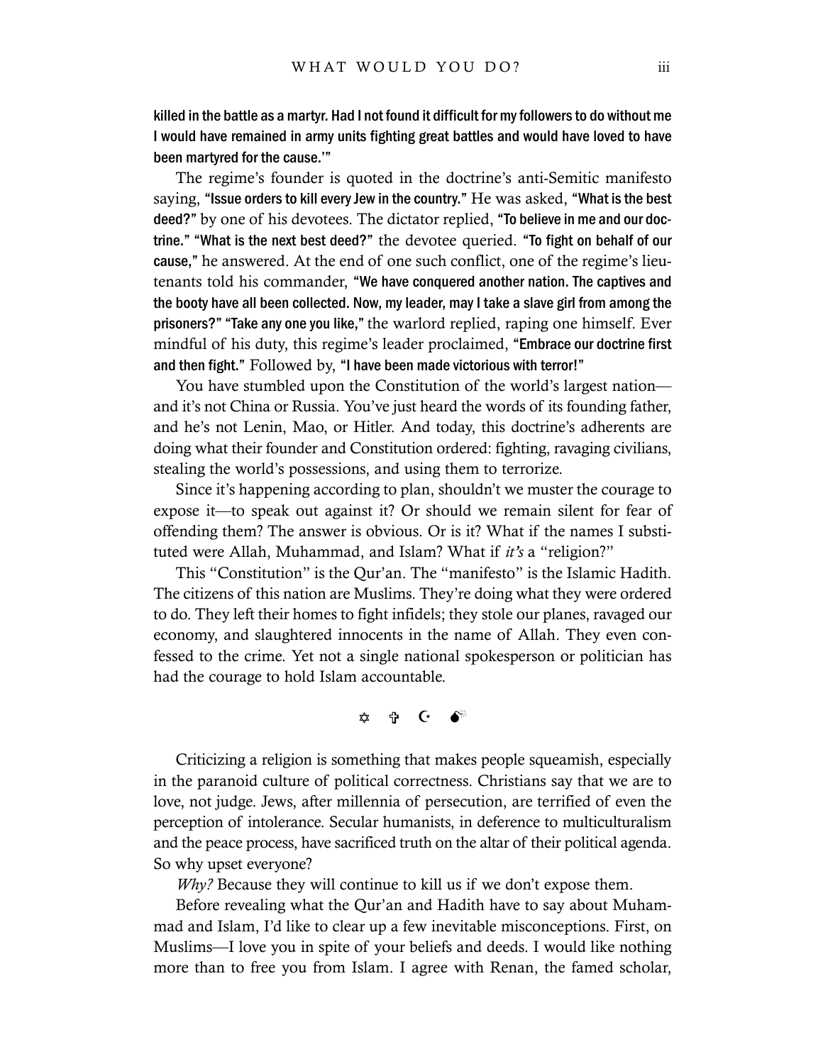**killed in the battle as a martyr. Had I not found it difficult for my followers to do without me I would have remained in army units fighting great battles and would have loved to have been martyred for the cause.'"**

The regime's founder is quoted in the doctrine's anti-Semitic manifesto saying, **"Issue orders to kill every Jew in the country."** He was asked, **"What is the best deed?"** by one of his devotees. The dictator replied, **"To believe in me and our doctrine." "What is the next best deed?"** the devotee queried. **"To fight on behalf of our cause,"** he answered. At the end of one such conflict, one of the regime's lieutenants told his commander, **"We have conquered another nation. The captives and the booty have all been collected. Now, my leader, may I take a slave girl from among the prisoners?" "Take any one you like,"** the warlord replied, raping one himself. Ever mindful of his duty, this regime's leader proclaimed, **"Embrace our doctrine first and then fight."** Followed by, **"I have been made victorious with terror!"**

You have stumbled upon the Constitution of the world's largest nation—and it's not China or Russia. You've just heard the words of its founding father, and he's not Lenin, Mao, or Hitler. And today, this doctrine's adherents are doing what their founder and Constitution ordered: fighting, ravaging civilians, stealing the world's possessions, and using them to terrorize.

Since it's happening according to plan, shouldn't we muster the courage to expose it—to speak out against it? Or should we remain silent for fear of offending them? The answer is obvious. Or is it? What if the names I substituted were Allah, Muhammad, and Islam? What if *it's* a "religion?"

This "Constitution" is the Qur'an. The "manifesto" is the Islamic Hadith. The citizens of this nation are Muslims. They're doing what they were ordered to do. They left their homes to fight infidels; they stole our planes, ravaged our economy, and slaughtered innocents in the name of Allah. They even confessed to the crime. Yet not a single national spokesperson or politician has had the courage to hold Islam accountable.

✡ ✞ ☪ 💣

Criticizing a religion is something that makes people squeamish, especially in the paranoid culture of political correctness. Christians say that we are to love, not judge. Jews, after millennia of persecution, are terrified of even the perception of intolerance. Secular humanists, in deference to multiculturalism and the peace process, have sacrificed truth on the altar of their political agenda. So why upset everyone?

*Why?* Because they will continue to kill us if we don't expose them.

Before revealing what the Qur'an and Hadith have to say about Muhammad and Islam, I'd like to clear up a few inevitable misconceptions. First, on Muslims—I love you in spite of your beliefs and deeds. I would like nothing more than to free you from Islam. I agree with Renan, the famed scholar,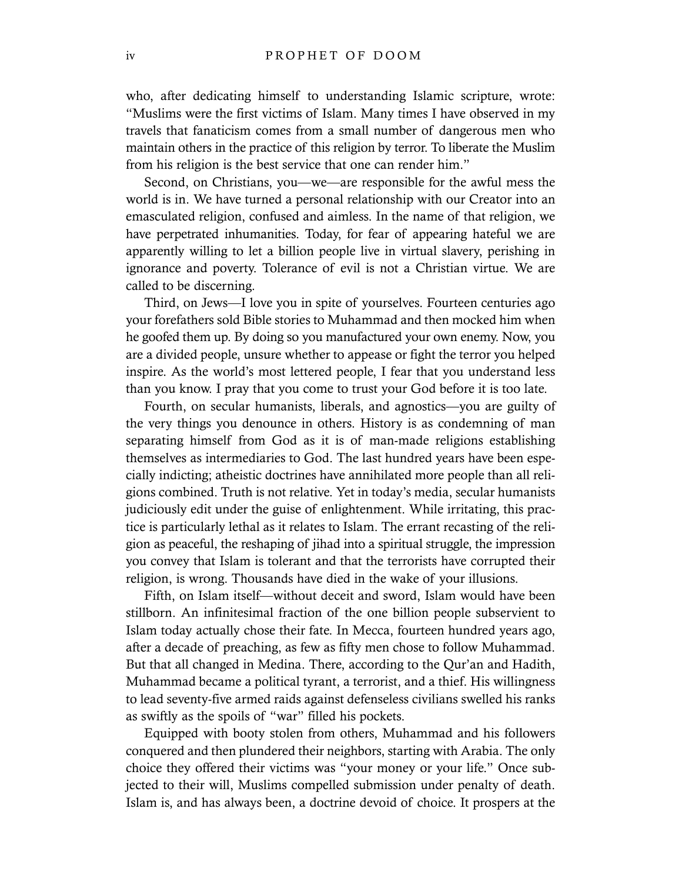who, after dedicating himself to understanding Islamic scripture, wrote: "Muslims were the first victims of Islam. Many times I have observed in my travels that fanaticism comes from a small number of dangerous men who maintain others in the practice of this religion by terror. To liberate the Muslim from his religion is the best service that one can render him."

Second, on Christians, you—we—are responsible for the awful mess the world is in. We have turned a personal relationship with our Creator into an emasculated religion, confused and aimless. In the name of that religion, we have perpetrated inhumanities. Today, for fear of appearing hateful we are apparently willing to let a billion people live in virtual slavery, perishing in ignorance and poverty. Tolerance of evil is not a Christian virtue. We are called to be discerning.

Third, on Jews—I love you in spite of yourselves. Fourteen centuries ago your forefathers sold Bible stories to Muhammad and then mocked him when he goofed them up. By doing so you manufactured your own enemy. Now, you are a divided people, unsure whether to appease or fight the terror you helped inspire. As the world's most lettered people, I fear that you understand less than you know. I pray that you come to trust your God before it is too late.

Fourth, on secular humanists, liberals, and agnostics—you are guilty of the very things you denounce in others. History is as condemning of man separating himself from God as it is of man-made religions establishing themselves as intermediaries to God. The last hundred years have been especially indicting; atheistic doctrines have annihilated more people than all religions combined. Truth is not relative. Yet in today's media, secular humanists judiciously edit under the guise of enlightenment. While irritating, this practice is particularly lethal as it relates to Islam. The errant recasting of the religion as peaceful, the reshaping of jihad into a spiritual struggle, the impression you convey that Islam is tolerant and that the terrorists have corrupted their religion, is wrong. Thousands have died in the wake of your illusions.

Fifth, on Islam itself—without deceit and sword, Islam would have been stillborn. An infinitesimal fraction of the one billion people subservient to Islam today actually chose their fate. In Mecca, fourteen hundred years ago, after a decade of preaching, as few as fifty men chose to follow Muhammad. But that all changed in Medina. There, according to the Qur'an and Hadith, Muhammad became a political tyrant, a terrorist, and a thief. His willingness to lead seventy-five armed raids against defenseless civilians swelled his ranks as swiftly as the spoils of "war" filled his pockets.

Equipped with booty stolen from others, Muhammad and his followers conquered and then plundered their neighbors, starting with Arabia. The only choice they offered their victims was "your money or your life." Once subjected to their will, Muslims compelled submission under penalty of death. Islam is, and has always been, a doctrine devoid of choice. It prospers at the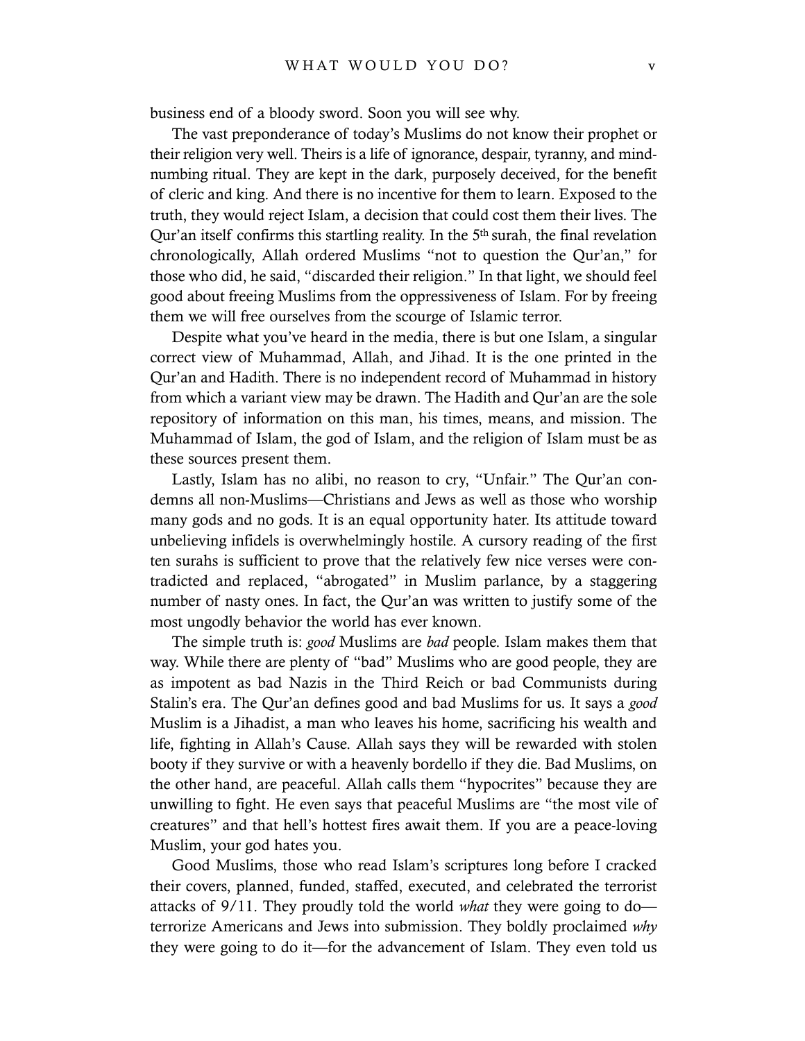business end of a bloody sword. Soon you will see why.

The vast preponderance of today's Muslims do not know their prophet or their religion very well. Theirs is a life of ignorance, despair, tyranny, and mind-numbing ritual. They are kept in the dark, purposely deceived, for the benefit of cleric and king. And there is no incentive for them to learn. Exposed to the truth, they would reject Islam, a decision that could cost them their lives. The Qur'an itself confirms this startling reality. In the 5th surah, the final revelation chronologically, Allah ordered Muslims "not to question the Qur'an," for those who did, he said, "discarded their religion." In that light, we should feel good about freeing Muslims from the oppressiveness of Islam. For by freeing them we will free ourselves from the scourge of Islamic terror.

Despite what you've heard in the media, there is but one Islam, a singular correct view of Muhammad, Allah, and Jihad. It is the one printed in the Qur'an and Hadith. There is no independent record of Muhammad in history from which a variant view may be drawn. The Hadith and Qur'an are the sole repository of information on this man, his times, means, and mission. The Muhammad of Islam, the god of Islam, and the religion of Islam must be as these sources present them.

Lastly, Islam has no alibi, no reason to cry, "Unfair." The Qur'an condemns all non-Muslims—Christians and Jews as well as those who worship many gods and no gods. It is an equal opportunity hater. Its attitude toward unbelieving infidels is overwhelmingly hostile. A cursory reading of the first ten surahs is sufficient to prove that the relatively few nice verses were contradicted and replaced, "abrogated" in Muslim parlance, by a staggering number of nasty ones. In fact, the Qur'an was written to justify some of the most ungodly behavior the world has ever known.

The simple truth is: *good* Muslims are *bad* people. Islam makes them that way. While there are plenty of "bad" Muslims who are good people, they are as impotent as bad Nazis in the Third Reich or bad Communists during Stalin's era. The Qur'an defines good and bad Muslims for us. It says a *good* Muslim is a Jihadist, a man who leaves his home, sacrificing his wealth and life, fighting in Allah's Cause. Allah says they will be rewarded with stolen booty if they survive or with a heavenly bordello if they die. Bad Muslims, on the other hand, are peaceful. Allah calls them "hypocrites" because they are unwilling to fight. He even says that peaceful Muslims are "the most vile of creatures" and that hell's hottest fires await them. If you are a peace-loving Muslim, your god hates you.

Good Muslims, those who read Islam's scriptures long before I cracked their covers, planned, funded, staffed, executed, and celebrated the terrorist attacks of 9/11. They proudly told the world *what* they were going to do—terrorize Americans and Jews into submission. They boldly proclaimed *why* they were going to do it—for the advancement of Islam. They even told us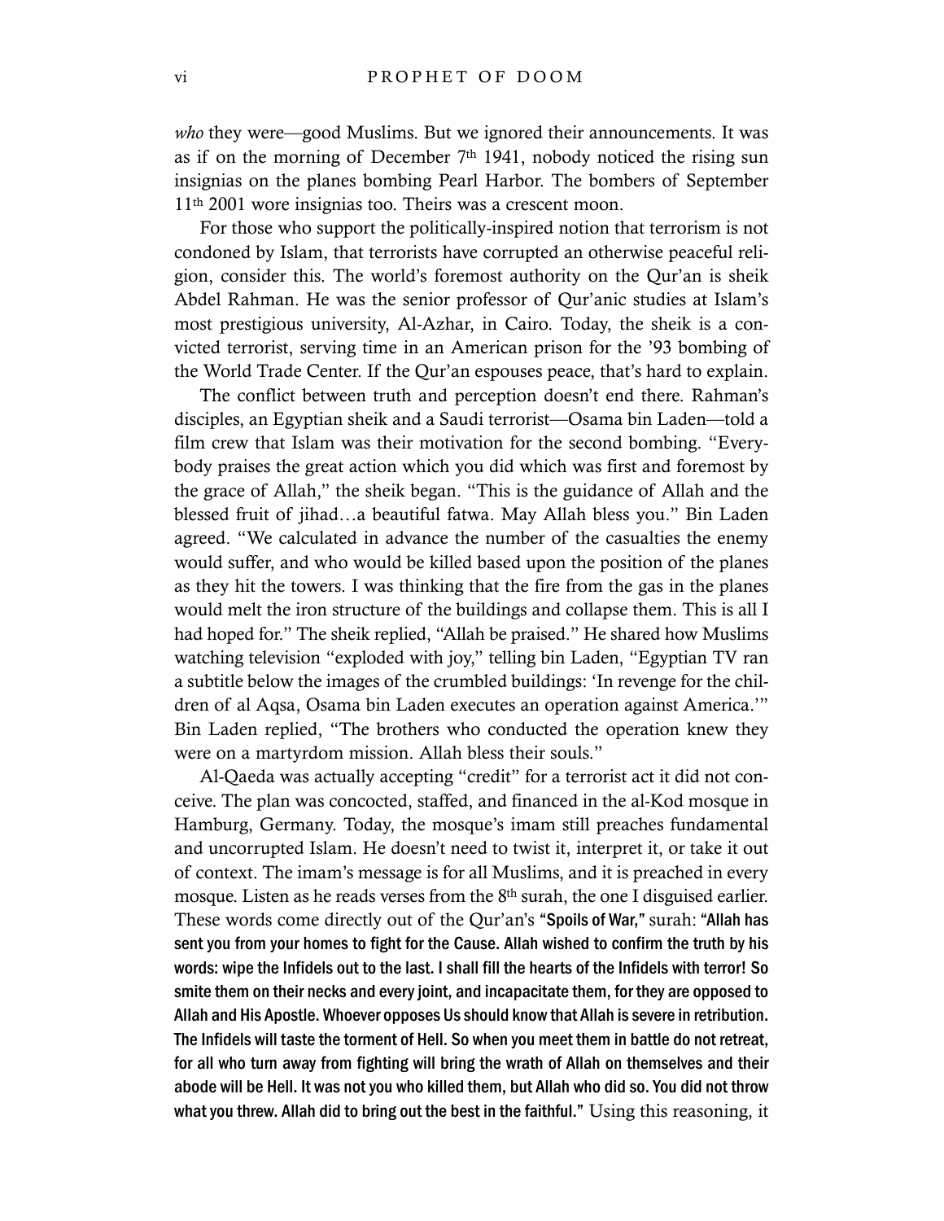*who* they were—good Muslims. But we ignored their announcements. It was as if on the morning of December 7th 1941, nobody noticed the rising sun insignias on the planes bombing Pearl Harbor. The bombers of September 11th 2001 wore insignias too. Theirs was a crescent moon.

For those who support the politically-inspired notion that terrorism is not condoned by Islam, that terrorists have corrupted an otherwise peaceful religion, consider this. The world's foremost authority on the Qur'an is sheik Abdel Rahman. He was the senior professor of Qur'anic studies at Islam's most prestigious university, Al-Azhar, in Cairo. Today, the sheik is a convicted terrorist, serving time in an American prison for the '93 bombing of the World Trade Center. If the Qur'an espouses peace, that's hard to explain.

The conflict between truth and perception doesn't end there. Rahman's disciples, an Egyptian sheik and a Saudi terrorist—Osama bin Laden—told a film crew that Islam was their motivation for the second bombing. "Everybody praises the great action which you did which was first and foremost by the grace of Allah," the sheik began. "This is the guidance of Allah and the blessed fruit of jihad…a beautiful fatwa. May Allah bless you." Bin Laden agreed. "We calculated in advance the number of the casualties the enemy would suffer, and who would be killed based upon the position of the planes as they hit the towers. I was thinking that the fire from the gas in the planes would melt the iron structure of the buildings and collapse them. This is all I had hoped for." The sheik replied, "Allah be praised." He shared how Muslims watching television "exploded with joy," telling bin Laden, "Egyptian TV ran a subtitle below the images of the crumbled buildings: 'In revenge for the children of al Aqsa, Osama bin Laden executes an operation against America.'" Bin Laden replied, "The brothers who conducted the operation knew they were on a martyrdom mission. Allah bless their souls."

Al-Qaeda was actually accepting "credit" for a terrorist act it did not conceive. The plan was concocted, staffed, and financed in the al-Kod mosque in Hamburg, Germany. Today, the mosque's imam still preaches fundamental and uncorrupted Islam. He doesn't need to twist it, interpret it, or take it out of context. The imam's message is for all Muslims, and it is preached in every mosque. Listen as he reads verses from the 8th surah, the one I disguised earlier. These words come directly out of the Qur'an's **"Spoils of War,"** surah: **"Allah has sent you from your homes to fight for the Cause. Allah wished to confirm the truth by his words: wipe the Infidels out to the last. I shall fill the hearts of the Infidels with terror! So smite them on their necks and every joint, and incapacitate them, for they are opposed to Allah and His Apostle. Whoever opposes Us should know that Allah is severe in retribution. The Infidels will taste the torment of Hell. So when you meet them in battle do not retreat, for all who turn away from fighting will bring the wrath of Allah on themselves and their abode will be Hell. It was not you who killed them, but Allah who did so. You did not throw what you threw. Allah did to bring out the best in the faithful."** Using this reasoning, it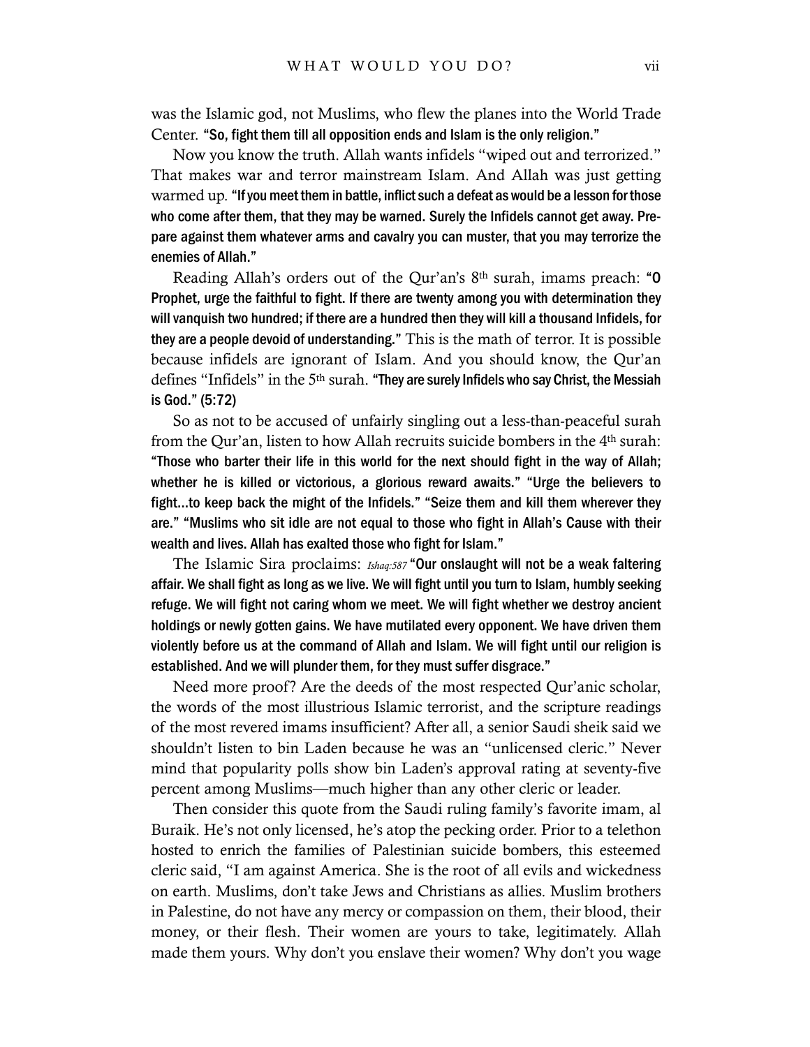was the Islamic god, not Muslims, who flew the planes into the World Trade Center. **"So, fight them till all opposition ends and Islam is the only religion."**

Now you know the truth. Allah wants infidels "wiped out and terrorized." That makes war and terror mainstream Islam. And Allah was just getting warmed up. **"If you meet them in battle, inflict such a defeat as would be a lesson for those who come after them, that they may be warned. Surely the Infidels cannot get away. Prepare against them whatever arms and cavalry you can muster, that you may terrorize the enemies of Allah."**

Reading Allah's orders out of the Qur'an's 8th surah, imams preach: **"O Prophet, urge the faithful to fight. If there are twenty among you with determination they will vanquish two hundred; if there are a hundred then they will kill a thousand Infidels, for they are a people devoid of understanding."** This is the math of terror. It is possible because infidels are ignorant of Islam. And you should know, the Qur'an defines "Infidels" in the 5th surah. **"They are surely Infidels who say Christ, the Messiah is God." (5:72)**

So as not to be accused of unfairly singling out a less-than-peaceful surah from the Qur'an, listen to how Allah recruits suicide bombers in the 4th surah: **"Those who barter their life in this world for the next should fight in the way of Allah; whether he is killed or victorious, a glorious reward awaits." "Urge the believers to fight…to keep back the might of the Infidels." "Seize them and kill them wherever they are." "Muslims who sit idle are not equal to those who fight in Allah's Cause with their wealth and lives. Allah has exalted those who fight for Islam."**

The Islamic Sira proclaims: *Ishaq:587* **"Our onslaught will not be a weak faltering affair. We shall fight as long as we live. We will fight until you turn to Islam, humbly seeking refuge. We will fight not caring whom we meet. We will fight whether we destroy ancient holdings or newly gotten gains. We have mutilated every opponent. We have driven them violently before us at the command of Allah and Islam. We will fight until our religion is established. And we will plunder them, for they must suffer disgrace."**

Need more proof? Are the deeds of the most respected Qur'anic scholar, the words of the most illustrious Islamic terrorist, and the scripture readings of the most revered imams insufficient? After all, a senior Saudi sheik said we shouldn't listen to bin Laden because he was an "unlicensed cleric." Never mind that popularity polls show bin Laden's approval rating at seventy-five percent among Muslims—much higher than any other cleric or leader.

Then consider this quote from the Saudi ruling family's favorite imam, al Buraik. He's not only licensed, he's atop the pecking order. Prior to a telethon hosted to enrich the families of Palestinian suicide bombers, this esteemed cleric said, "I am against America. She is the root of all evils and wickedness on earth. Muslims, don't take Jews and Christians as allies. Muslim brothers in Palestine, do not have any mercy or compassion on them, their blood, their money, or their flesh. Their women are yours to take, legitimately. Allah made them yours. Why don't you enslave their women? Why don't you wage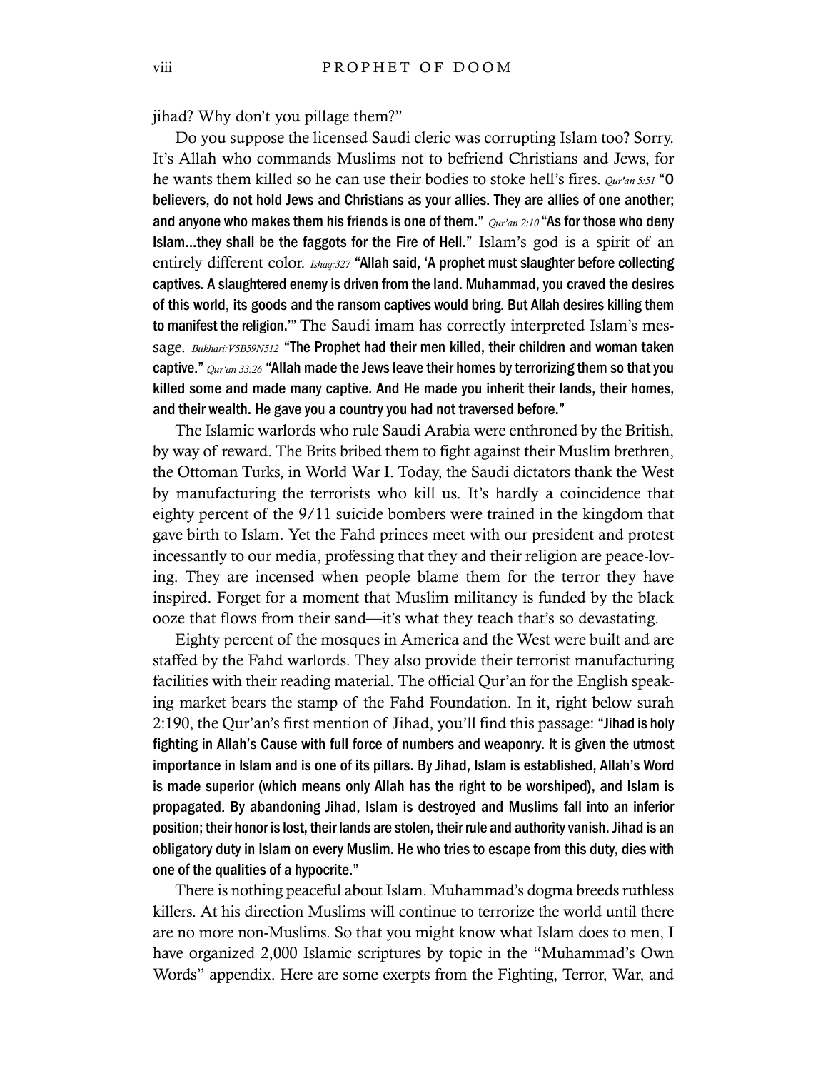jihad? Why don't you pillage them?"

Do you suppose the licensed Saudi cleric was corrupting Islam too? Sorry. It's Allah who commands Muslims not to befriend Christians and Jews, for he wants them killed so he can use their bodies to stoke hell's fires. *Qur'an 5:51* **"O believers, do not hold Jews and Christians as your allies. They are allies of one another; and anyone who makes them his friends is one of them."** *Qur'an 2:10* **"As for those who deny Islam…they shall be the faggots for the Fire of Hell."** Islam's god is a spirit of an entirely different color. *Ishaq:327* **"Allah said, 'A prophet must slaughter before collecting captives. A slaughtered enemy is driven from the land. Muhammad, you craved the desires of this world, its goods and the ransom captives would bring. But Allah desires killing them to manifest the religion.'"** The Saudi imam has correctly interpreted Islam's message. *Bukhari:V5B59N512* **"The Prophet had their men killed, their children and woman taken captive."** *Qur'an 33:26* **"Allah made the Jews leave their homes by terrorizing them so that you killed some and made many captive. And He made you inherit their lands, their homes, and their wealth. He gave you a country you had not traversed before."**

The Islamic warlords who rule Saudi Arabia were enthroned by the British, by way of reward. The Brits bribed them to fight against their Muslim brethren, the Ottoman Turks, in World War I. Today, the Saudi dictators thank the West by manufacturing the terrorists who kill us. It's hardly a coincidence that eighty percent of the 9/11 suicide bombers were trained in the kingdom that gave birth to Islam. Yet the Fahd princes meet with our president and protest incessantly to our media, professing that they and their religion are peace-loving. They are incensed when people blame them for the terror they have inspired. Forget for a moment that Muslim militancy is funded by the black ooze that flows from their sand—it's what they teach that's so devastating.

Eighty percent of the mosques in America and the West were built and are staffed by the Fahd warlords. They also provide their terrorist manufacturing facilities with their reading material. The official Qur'an for the English speaking market bears the stamp of the Fahd Foundation. In it, right below surah 2:190, the Qur'an's first mention of Jihad, you'll find this passage: **"Jihad is holy fighting in Allah's Cause with full force of numbers and weaponry. It is given the utmost importance in Islam and is one of its pillars. By Jihad, Islam is established, Allah's Word is made superior (which means only Allah has the right to be worshiped), and Islam is propagated. By abandoning Jihad, Islam is destroyed and Muslims fall into an inferior position; their honor is lost, their lands are stolen, their rule and authority vanish. Jihad is an obligatory duty in Islam on every Muslim. He who tries to escape from this duty, dies with one of the qualities of a hypocrite."**

There is nothing peaceful about Islam. Muhammad's dogma breeds ruthless killers. At his direction Muslims will continue to terrorize the world until there are no more non-Muslims. So that you might know what Islam does to men, I have organized 2,000 Islamic scriptures by topic in the "Muhammad's Own Words" appendix. Here are some exerpts from the Fighting, Terror, War, and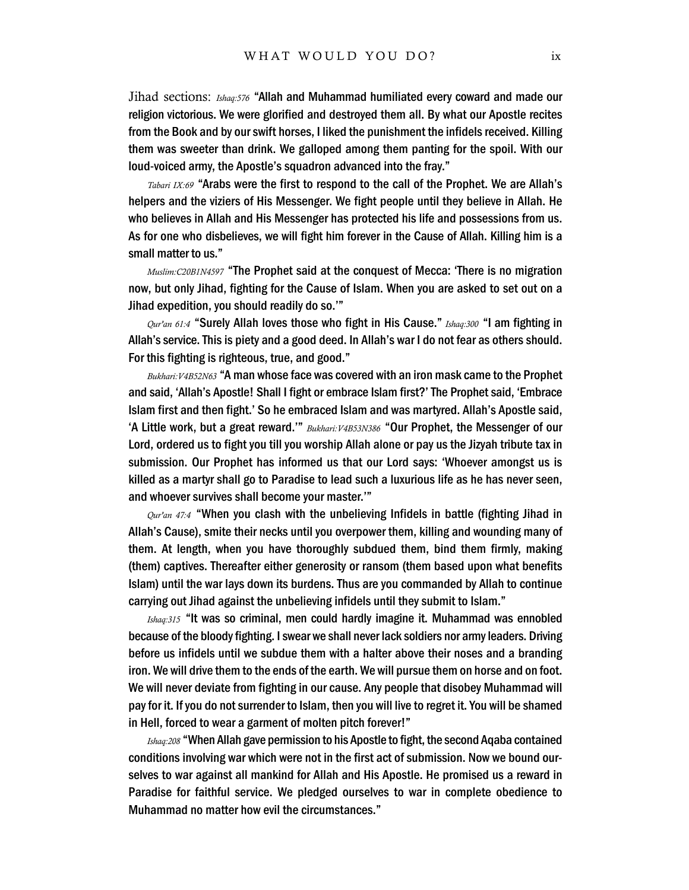Jihad sections: *Ishaq:576* "Allah and Muhammad humiliated every coward and made our religion victorious. We were glorified and destroyed them all. By what our Apostle recites from the Book and by our swift horses, I liked the punishment the infidels received. Killing them was sweeter than drink. We galloped among them panting for the spoil. With our loud-voiced army, the Apostle's squadron advanced into the fray."

*Tabari IX:69* "Arabs were the first to respond to the call of the Prophet. We are Allah's helpers and the viziers of His Messenger. We fight people until they believe in Allah. He who believes in Allah and His Messenger has protected his life and possessions from us. As for one who disbelieves, we will fight him forever in the Cause of Allah. Killing him is a small matter to us."

*Muslim:C20B1N4597* "The Prophet said at the conquest of Mecca: 'There is no migration now, but only Jihad, fighting for the Cause of Islam. When you are asked to set out on a Jihad expedition, you should readily do so.'"

*Qur'an 61:4* "Surely Allah loves those who fight in His Cause." *Ishaq:300* "I am fighting in Allah's service. This is piety and a good deed. In Allah's war I do not fear as others should. For this fighting is righteous, true, and good."

*Bukhari:V4B52N63* "A man whose face was covered with an iron mask came to the Prophet and said, 'Allah's Apostle! Shall I fight or embrace Islam first?' The Prophet said, 'Embrace Islam first and then fight.' So he embraced Islam and was martyred. Allah's Apostle said, 'A Little work, but a great reward.'" *Bukhari:V4B53N386* "Our Prophet, the Messenger of our Lord, ordered us to fight you till you worship Allah alone or pay us the Jizyah tribute tax in submission. Our Prophet has informed us that our Lord says: 'Whoever amongst us is killed as a martyr shall go to Paradise to lead such a luxurious life as he has never seen, and whoever survives shall become your master.'"

*Qur'an 47:4* "When you clash with the unbelieving Infidels in battle (fighting Jihad in Allah's Cause), smite their necks until you overpower them, killing and wounding many of them. At length, when you have thoroughly subdued them, bind them firmly, making (them) captives. Thereafter either generosity or ransom (them based upon what benefits Islam) until the war lays down its burdens. Thus are you commanded by Allah to continue carrying out Jihad against the unbelieving infidels until they submit to Islam."

*Ishaq:315* "It was so criminal, men could hardly imagine it. Muhammad was ennobled because of the bloody fighting. I swear we shall never lack soldiers nor army leaders. Driving before us infidels until we subdue them with a halter above their noses and a branding iron. We will drive them to the ends of the earth. We will pursue them on horse and on foot. We will never deviate from fighting in our cause. Any people that disobey Muhammad will pay for it. If you do not surrender to Islam, then you will live to regret it. You will be shamed in Hell, forced to wear a garment of molten pitch forever!"

*Ishaq:208* "When Allah gave permission to his Apostle to fight, the second Aqaba contained conditions involving war which were not in the first act of submission. Now we bound ourselves to war against all mankind for Allah and His Apostle. He promised us a reward in Paradise for faithful service. We pledged ourselves to war in complete obedience to Muhammad no matter how evil the circumstances."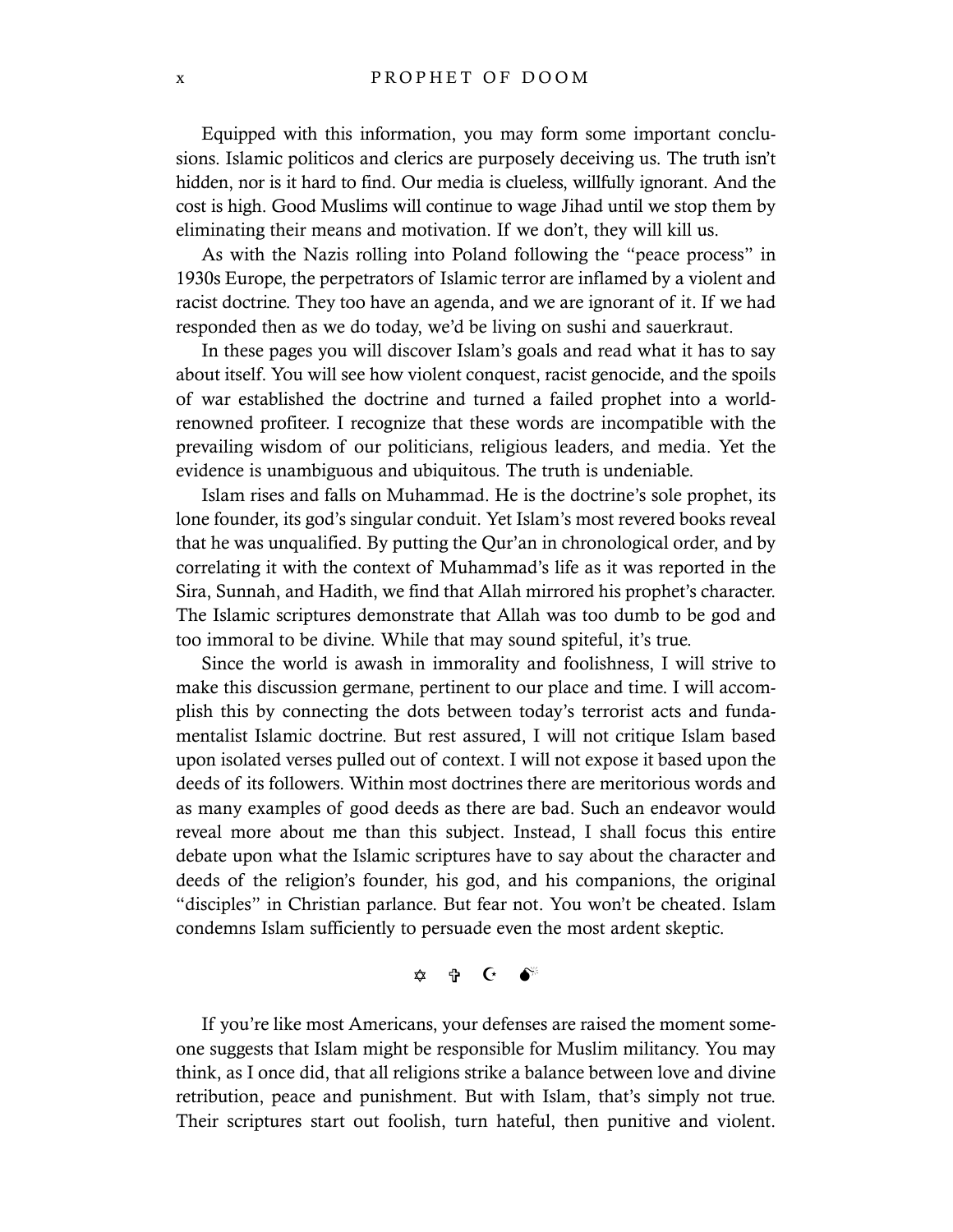Equipped with this information, you may form some important conclusions. Islamic politicos and clerics are purposely deceiving us. The truth isn't hidden, nor is it hard to find. Our media is clueless, willfully ignorant. And the cost is high. Good Muslims will continue to wage Jihad until we stop them by eliminating their means and motivation. If we don't, they will kill us.

As with the Nazis rolling into Poland following the "peace process" in 1930s Europe, the perpetrators of Islamic terror are inflamed by a violent and racist doctrine. They too have an agenda, and we are ignorant of it. If we had responded then as we do today, we'd be living on sushi and sauerkraut.

In these pages you will discover Islam's goals and read what it has to say about itself. You will see how violent conquest, racist genocide, and the spoils of war established the doctrine and turned a failed prophet into a world-renowned profiteer. I recognize that these words are incompatible with the prevailing wisdom of our politicians, religious leaders, and media. Yet the evidence is unambiguous and ubiquitous. The truth is undeniable.

Islam rises and falls on Muhammad. He is the doctrine's sole prophet, its lone founder, its god's singular conduit. Yet Islam's most revered books reveal that he was unqualified. By putting the Qur'an in chronological order, and by correlating it with the context of Muhammad's life as it was reported in the Sira, Sunnah, and Hadith, we find that Allah mirrored his prophet's character. The Islamic scriptures demonstrate that Allah was too dumb to be god and too immoral to be divine. While that may sound spiteful, it's true.

Since the world is awash in immorality and foolishness, I will strive to make this discussion germane, pertinent to our place and time. I will accomplish this by connecting the dots between today's terrorist acts and fundamentalist Islamic doctrine. But rest assured, I will not critique Islam based upon isolated verses pulled out of context. I will not expose it based upon the deeds of its followers. Within most doctrines there are meritorious words and as many examples of good deeds as there are bad. Such an endeavor would reveal more about me than this subject. Instead, I shall focus this entire debate upon what the Islamic scriptures have to say about the character and deeds of the religion's founder, his god, and his companions, the original "disciples" in Christian parlance. But fear not. You won't be cheated. Islam condemns Islam sufficiently to persuade even the most ardent skeptic.

✡ ✞ ☪ 💣

If you're like most Americans, your defenses are raised the moment someone suggests that Islam might be responsible for Muslim militancy. You may think, as I once did, that all religions strike a balance between love and divine retribution, peace and punishment. But with Islam, that's simply not true. Their scriptures start out foolish, turn hateful, then punitive and violent.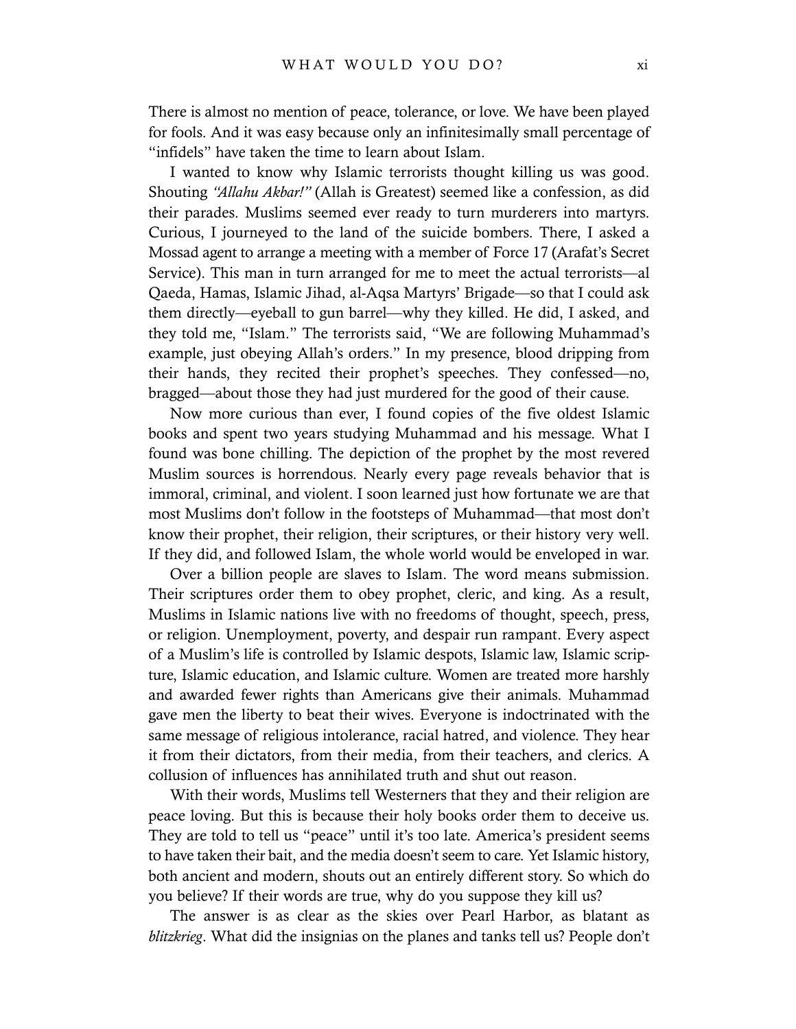There is almost no mention of peace, tolerance, or love. We have been played for fools. And it was easy because only an infinitesimally small percentage of "infidels" have taken the time to learn about Islam.

I wanted to know why Islamic terrorists thought killing us was good. Shouting *"Allahu Akbar!"* (Allah is Greatest) seemed like a confession, as did their parades. Muslims seemed ever ready to turn murderers into martyrs. Curious, I journeyed to the land of the suicide bombers. There, I asked a Mossad agent to arrange a meeting with a member of Force 17 (Arafat's Secret Service). This man in turn arranged for me to meet the actual terrorists—al Qaeda, Hamas, Islamic Jihad, al-Aqsa Martyrs' Brigade—so that I could ask them directly—eyeball to gun barrel—why they killed. He did, I asked, and they told me, "Islam." The terrorists said, "We are following Muhammad's example, just obeying Allah's orders." In my presence, blood dripping from their hands, they recited their prophet's speeches. They confessed—no, bragged—about those they had just murdered for the good of their cause.

Now more curious than ever, I found copies of the five oldest Islamic books and spent two years studying Muhammad and his message. What I found was bone chilling. The depiction of the prophet by the most revered Muslim sources is horrendous. Nearly every page reveals behavior that is immoral, criminal, and violent. I soon learned just how fortunate we are that most Muslims don't follow in the footsteps of Muhammad—that most don't know their prophet, their religion, their scriptures, or their history very well. If they did, and followed Islam, the whole world would be enveloped in war.

Over a billion people are slaves to Islam. The word means submission. Their scriptures order them to obey prophet, cleric, and king. As a result, Muslims in Islamic nations live with no freedoms of thought, speech, press, or religion. Unemployment, poverty, and despair run rampant. Every aspect of a Muslim's life is controlled by Islamic despots, Islamic law, Islamic scripture, Islamic education, and Islamic culture. Women are treated more harshly and awarded fewer rights than Americans give their animals. Muhammad gave men the liberty to beat their wives. Everyone is indoctrinated with the same message of religious intolerance, racial hatred, and violence. They hear it from their dictators, from their media, from their teachers, and clerics. A collusion of influences has annihilated truth and shut out reason.

With their words, Muslims tell Westerners that they and their religion are peace loving. But this is because their holy books order them to deceive us. They are told to tell us "peace" until it's too late. America's president seems to have taken their bait, and the media doesn't seem to care. Yet Islamic history, both ancient and modern, shouts out an entirely different story. So which do you believe? If their words are true, why do you suppose they kill us?

The answer is as clear as the skies over Pearl Harbor, as blatant as *blitzkrieg*. What did the insignias on the planes and tanks tell us? People don't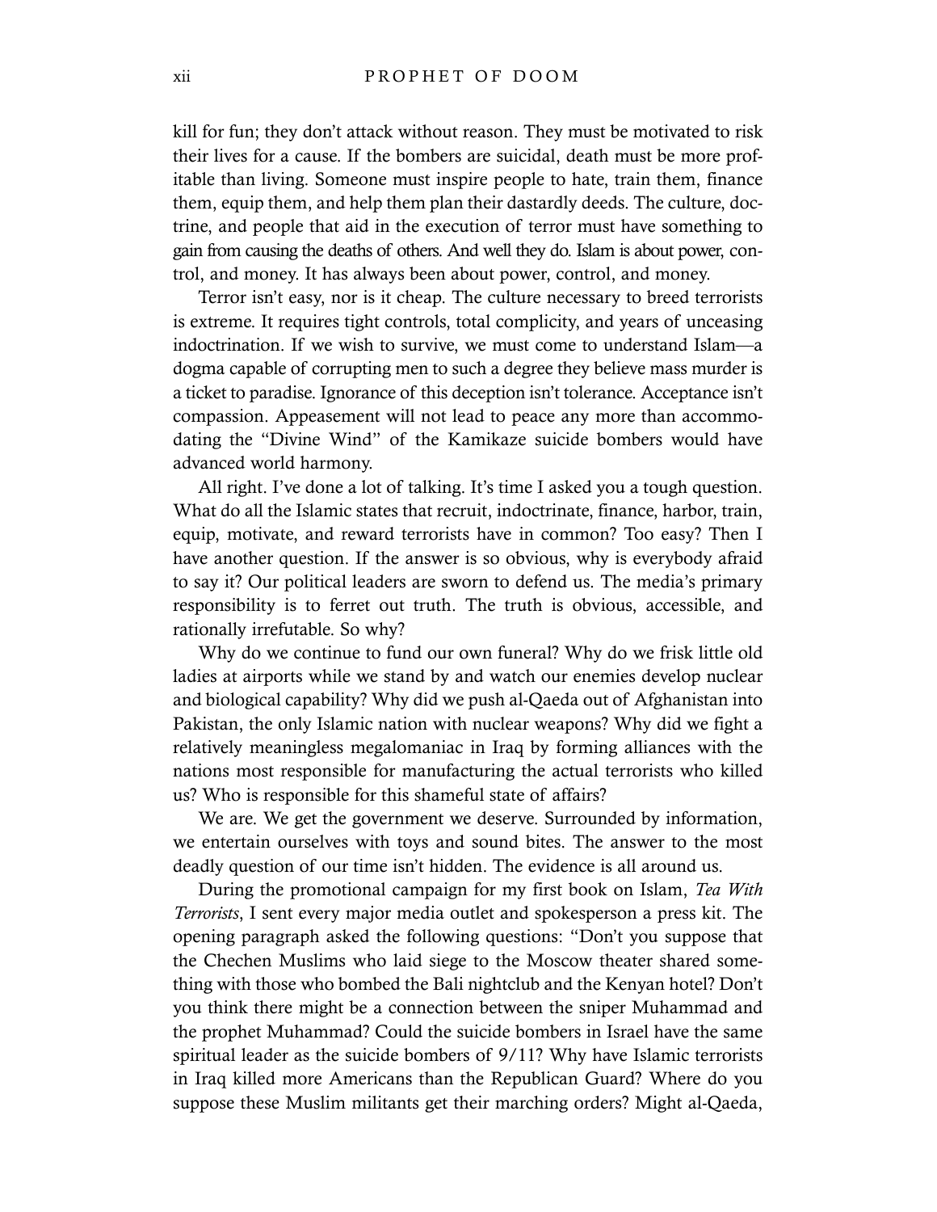kill for fun; they don't attack without reason. They must be motivated to risk their lives for a cause. If the bombers are suicidal, death must be more profitable than living. Someone must inspire people to hate, train them, finance them, equip them, and help them plan their dastardly deeds. The culture, doctrine, and people that aid in the execution of terror must have something to gain from causing the deaths of others. And well they do. Islam is about power, control, and money. It has always been about power, control, and money.

Terror isn't easy, nor is it cheap. The culture necessary to breed terrorists is extreme. It requires tight controls, total complicity, and years of unceasing indoctrination. If we wish to survive, we must come to understand Islam—a dogma capable of corrupting men to such a degree they believe mass murder is a ticket to paradise. Ignorance of this deception isn't tolerance. Acceptance isn't compassion. Appeasement will not lead to peace any more than accommodating the "Divine Wind" of the Kamikaze suicide bombers would have advanced world harmony.

All right. I've done a lot of talking. It's time I asked you a tough question. What do all the Islamic states that recruit, indoctrinate, finance, harbor, train, equip, motivate, and reward terrorists have in common? Too easy? Then I have another question. If the answer is so obvious, why is everybody afraid to say it? Our political leaders are sworn to defend us. The media's primary responsibility is to ferret out truth. The truth is obvious, accessible, and rationally irrefutable. So why?

Why do we continue to fund our own funeral? Why do we frisk little old ladies at airports while we stand by and watch our enemies develop nuclear and biological capability? Why did we push al-Qaeda out of Afghanistan into Pakistan, the only Islamic nation with nuclear weapons? Why did we fight a relatively meaningless megalomaniac in Iraq by forming alliances with the nations most responsible for manufacturing the actual terrorists who killed us? Who is responsible for this shameful state of affairs?

We are. We get the government we deserve. Surrounded by information, we entertain ourselves with toys and sound bites. The answer to the most deadly question of our time isn't hidden. The evidence is all around us.

During the promotional campaign for my first book on Islam, *Tea With Terrorists*, I sent every major media outlet and spokesperson a press kit. The opening paragraph asked the following questions: "Don't you suppose that the Chechen Muslims who laid siege to the Moscow theater shared something with those who bombed the Bali nightclub and the Kenyan hotel? Don't you think there might be a connection between the sniper Muhammad and the prophet Muhammad? Could the suicide bombers in Israel have the same spiritual leader as the suicide bombers of 9/11? Why have Islamic terrorists in Iraq killed more Americans than the Republican Guard? Where do you suppose these Muslim militants get their marching orders? Might al-Qaeda,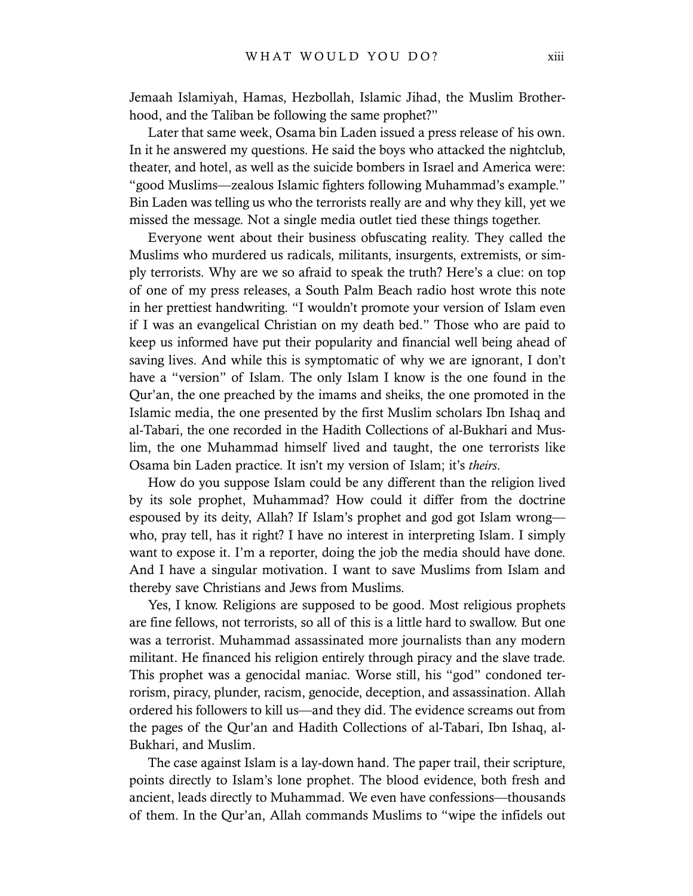Jemaah Islamiyah, Hamas, Hezbollah, Islamic Jihad, the Muslim Brotherhood, and the Taliban be following the same prophet?"

Later that same week, Osama bin Laden issued a press release of his own. In it he answered my questions. He said the boys who attacked the nightclub, theater, and hotel, as well as the suicide bombers in Israel and America were: "good Muslims—zealous Islamic fighters following Muhammad's example." Bin Laden was telling us who the terrorists really are and why they kill, yet we missed the message. Not a single media outlet tied these things together.

Everyone went about their business obfuscating reality. They called the Muslims who murdered us radicals, militants, insurgents, extremists, or simply terrorists. Why are we so afraid to speak the truth? Here's a clue: on top of one of my press releases, a South Palm Beach radio host wrote this note in her prettiest handwriting. "I wouldn't promote your version of Islam even if I was an evangelical Christian on my death bed." Those who are paid to keep us informed have put their popularity and financial well being ahead of saving lives. And while this is symptomatic of why we are ignorant, I don't have a "version" of Islam. The only Islam I know is the one found in the Qur'an, the one preached by the imams and sheiks, the one promoted in the Islamic media, the one presented by the first Muslim scholars Ibn Ishaq and al-Tabari, the one recorded in the Hadith Collections of al-Bukhari and Muslim, the one Muhammad himself lived and taught, the one terrorists like Osama bin Laden practice. It isn't my version of Islam; it's *theirs*.

How do you suppose Islam could be any different than the religion lived by its sole prophet, Muhammad? How could it differ from the doctrine espoused by its deity, Allah? If Islam's prophet and god got Islam wrong—who, pray tell, has it right? I have no interest in interpreting Islam. I simply want to expose it. I'm a reporter, doing the job the media should have done. And I have a singular motivation. I want to save Muslims from Islam and thereby save Christians and Jews from Muslims.

Yes, I know. Religions are supposed to be good. Most religious prophets are fine fellows, not terrorists, so all of this is a little hard to swallow. But one was a terrorist. Muhammad assassinated more journalists than any modern militant. He financed his religion entirely through piracy and the slave trade. This prophet was a genocidal maniac. Worse still, his "god" condoned terrorism, piracy, plunder, racism, genocide, deception, and assassination. Allah ordered his followers to kill us—and they did. The evidence screams out from the pages of the Qur'an and Hadith Collections of al-Tabari, Ibn Ishaq, al-Bukhari, and Muslim.

The case against Islam is a lay-down hand. The paper trail, their scripture, points directly to Islam's lone prophet. The blood evidence, both fresh and ancient, leads directly to Muhammad. We even have confessions—thousands of them. In the Qur'an, Allah commands Muslims to "wipe the infidels out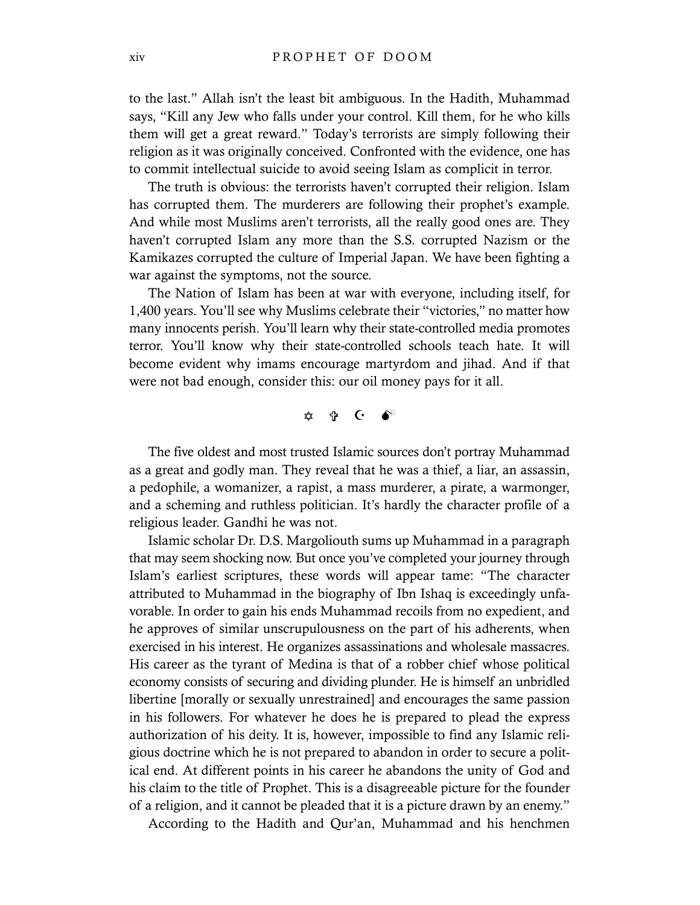to the last." Allah isn't the least bit ambiguous. In the Hadith, Muhammad says, "Kill any Jew who falls under your control. Kill them, for he who kills them will get a great reward." Today's terrorists are simply following their religion as it was originally conceived. Confronted with the evidence, one has to commit intellectual suicide to avoid seeing Islam as complicit in terror.

The truth is obvious: the terrorists haven't corrupted their religion. Islam has corrupted them. The murderers are following their prophet's example. And while most Muslims aren't terrorists, all the really good ones are. They haven't corrupted Islam any more than the S.S. corrupted Nazism or the Kamikazes corrupted the culture of Imperial Japan. We have been fighting a war against the symptoms, not the source.

The Nation of Islam has been at war with everyone, including itself, for 1,400 years. You'll see why Muslims celebrate their "victories," no matter how many innocents perish. You'll learn why their state-controlled media promotes terror. You'll know why their state-controlled schools teach hate. It will become evident why imams encourage martyrdom and jihad. And if that were not bad enough, consider this: our oil money pays for it all.

✡ ✞ ☪ 💣

The five oldest and most trusted Islamic sources don't portray Muhammad as a great and godly man. They reveal that he was a thief, a liar, an assassin, a pedophile, a womanizer, a rapist, a mass murderer, a pirate, a warmonger, and a scheming and ruthless politician. It's hardly the character profile of a religious leader. Gandhi he was not.

Islamic scholar Dr. D.S. Margoliouth sums up Muhammad in a paragraph that may seem shocking now. But once you've completed your journey through Islam's earliest scriptures, these words will appear tame: "The character attributed to Muhammad in the biography of Ibn Ishaq is exceedingly unfavorable. In order to gain his ends Muhammad recoils from no expedient, and he approves of similar unscrupulousness on the part of his adherents, when exercised in his interest. He organizes assassinations and wholesale massacres. His career as the tyrant of Medina is that of a robber chief whose political economy consists of securing and dividing plunder. He is himself an unbridled libertine [morally or sexually unrestrained] and encourages the same passion in his followers. For whatever he does he is prepared to plead the express authorization of his deity. It is, however, impossible to find any Islamic religious doctrine which he is not prepared to abandon in order to secure a political end. At different points in his career he abandons the unity of God and his claim to the title of Prophet. This is a disagreeable picture for the founder of a religion, and it cannot be pleaded that it is a picture drawn by an enemy."

According to the Hadith and Qur'an, Muhammad and his henchmen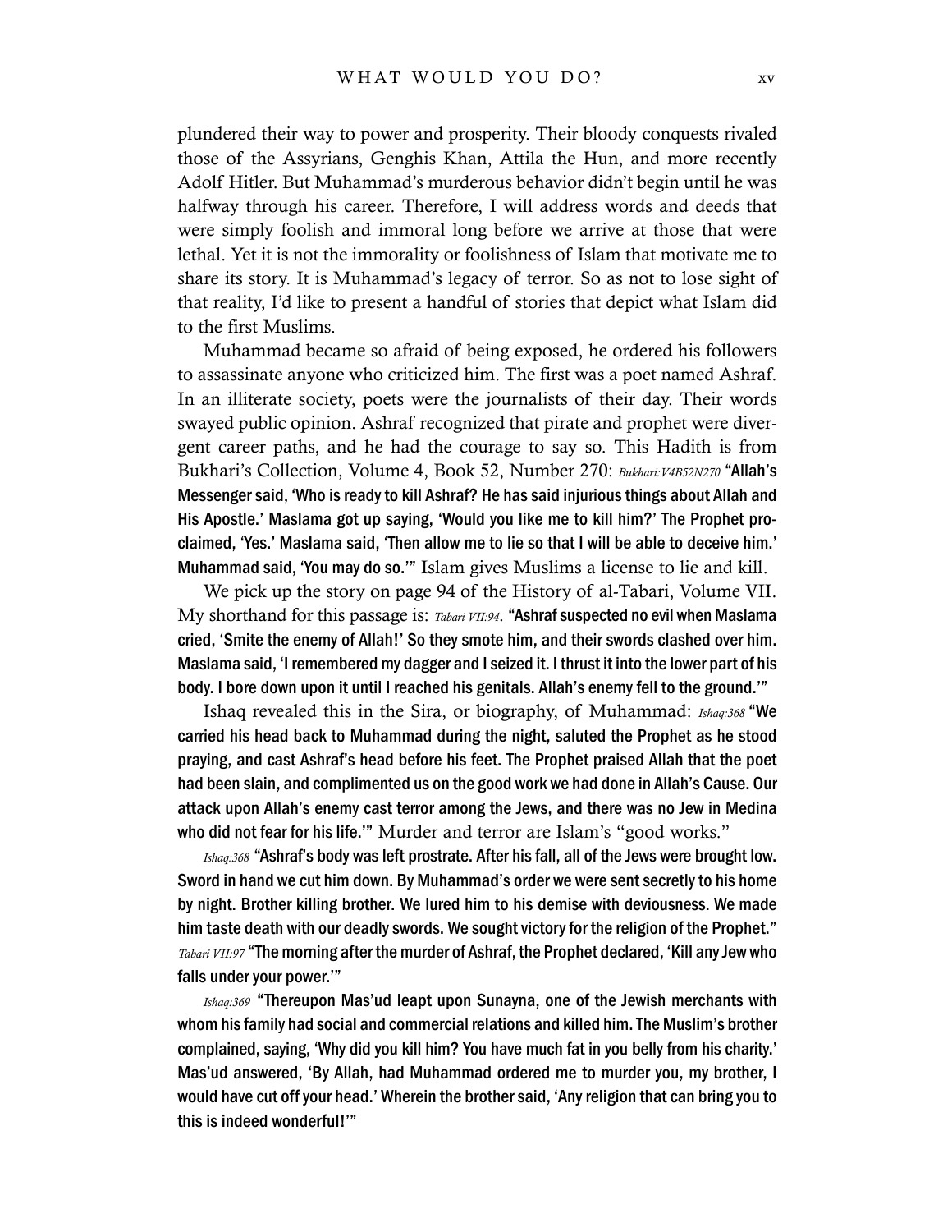plundered their way to power and prosperity. Their bloody conquests rivaled those of the Assyrians, Genghis Khan, Attila the Hun, and more recently Adolf Hitler. But Muhammad's murderous behavior didn't begin until he was halfway through his career. Therefore, I will address words and deeds that were simply foolish and immoral long before we arrive at those that were lethal. Yet it is not the immorality or foolishness of Islam that motivate me to share its story. It is Muhammad's legacy of terror. So as not to lose sight of that reality, I'd like to present a handful of stories that depict what Islam did to the first Muslims.

Muhammad became so afraid of being exposed, he ordered his followers to assassinate anyone who criticized him. The first was a poet named Ashraf. In an illiterate society, poets were the journalists of their day. Their words swayed public opinion. Ashraf recognized that pirate and prophet were divergent career paths, and he had the courage to say so. This Hadith is from Bukhari's Collection, Volume 4, Book 52, Number 270: *Bukhari:V4B52N270* **"Allah's Messenger said, 'Who is ready to kill Ashraf? He has said injurious things about Allah and His Apostle.' Maslama got up saying, 'Would you like me to kill him?' The Prophet proclaimed, 'Yes.' Maslama said, 'Then allow me to lie so that I will be able to deceive him.' Muhammad said, 'You may do so.'"** Islam gives Muslims a license to lie and kill.

We pick up the story on page 94 of the History of al-Tabari, Volume VII. My shorthand for this passage is: *Tabari VII:94*. **"Ashraf suspected no evil when Maslama cried, 'Smite the enemy of Allah!' So they smote him, and their swords clashed over him. Maslama said, 'I remembered my dagger and I seized it. I thrust it into the lower part of his body. I bore down upon it until I reached his genitals. Allah's enemy fell to the ground.'"**

Ishaq revealed this in the Sira, or biography, of Muhammad: *Ishaq:368* **"We carried his head back to Muhammad during the night, saluted the Prophet as he stood praying, and cast Ashraf's head before his feet. The Prophet praised Allah that the poet had been slain, and complimented us on the good work we had done in Allah's Cause. Our attack upon Allah's enemy cast terror among the Jews, and there was no Jew in Medina who did not fear for his life.'"** Murder and terror are Islam's "good works."

*Ishaq:368* **"Ashraf's body was left prostrate. After his fall, all of the Jews were brought low. Sword in hand we cut him down. By Muhammad's order we were sent secretly to his home by night. Brother killing brother. We lured him to his demise with deviousness. We made him taste death with our deadly swords. We sought victory for the religion of the Prophet."** *Tabari VII:97* **"The morning after the murder of Ashraf, the Prophet declared, 'Kill any Jew who falls under your power.'"**

*Ishaq:369* **"Thereupon Mas'ud leapt upon Sunayna, one of the Jewish merchants with whom his family had social and commercial relations and killed him. The Muslim's brother complained, saying, 'Why did you kill him? You have much fat in you belly from his charity.' Mas'ud answered, 'By Allah, had Muhammad ordered me to murder you, my brother, I would have cut off your head.' Wherein the brother said, 'Any religion that can bring you to this is indeed wonderful!'"**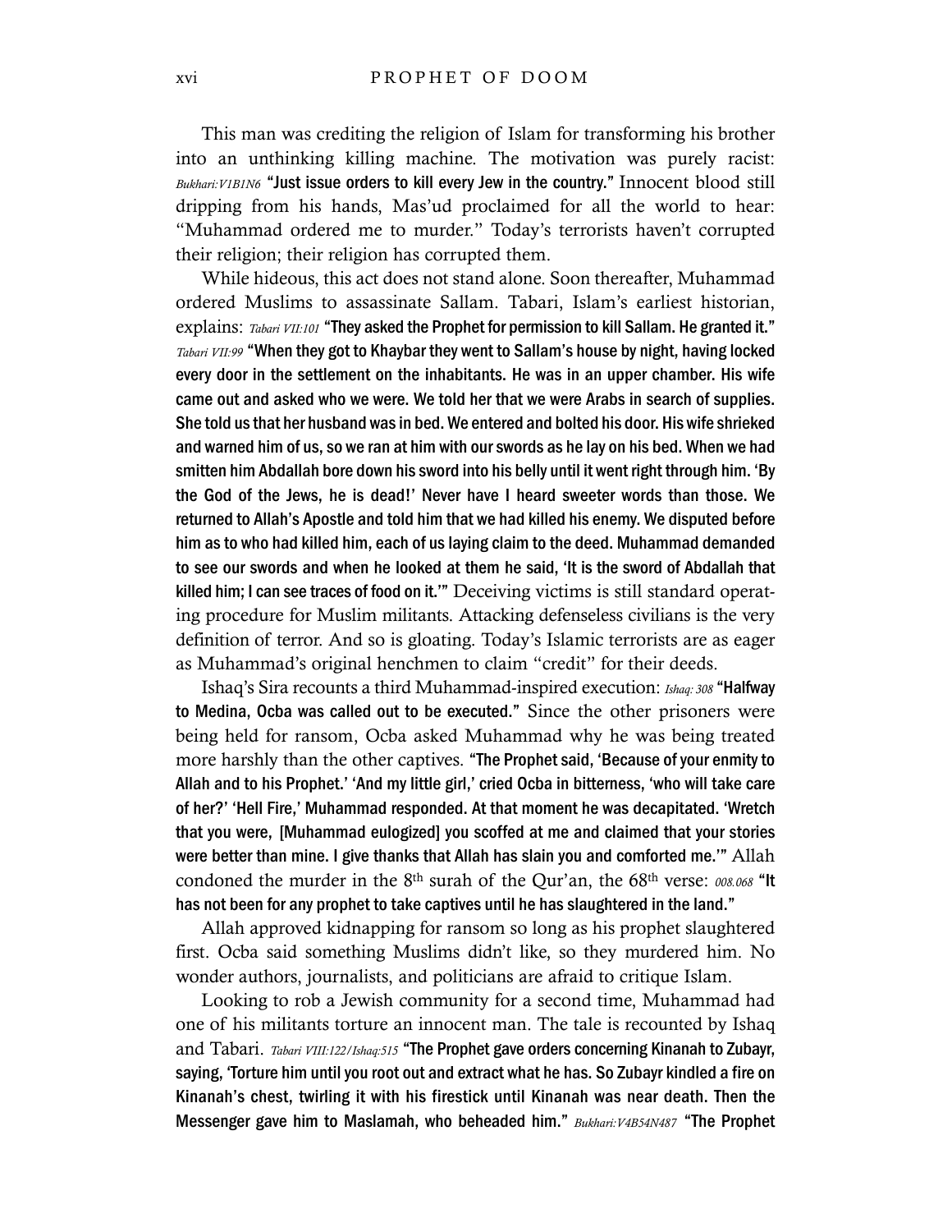This man was crediting the religion of Islam for transforming his brother into an unthinking killing machine. The motivation was purely racist: *Bukhari:V1B1N6* **"Just issue orders to kill every Jew in the country."** Innocent blood still dripping from his hands, Mas'ud proclaimed for all the world to hear: "Muhammad ordered me to murder." Today's terrorists haven't corrupted their religion; their religion has corrupted them.

While hideous, this act does not stand alone. Soon thereafter, Muhammad ordered Muslims to assassinate Sallam. Tabari, Islam's earliest historian, explains: *Tabari VII:101* **"They asked the Prophet for permission to kill Sallam. He granted it."** *Tabari VII:99* **"When they got to Khaybar they went to Sallam's house by night, having locked every door in the settlement on the inhabitants. He was in an upper chamber. His wife came out and asked who we were. We told her that we were Arabs in search of supplies. She told us that her husband was in bed. We entered and bolted his door. His wife shrieked and warned him of us, so we ran at him with our swords as he lay on his bed. When we had smitten him Abdallah bore down his sword into his belly until it went right through him. 'By the God of the Jews, he is dead!' Never have I heard sweeter words than those. We returned to Allah's Apostle and told him that we had killed his enemy. We disputed before him as to who had killed him, each of us laying claim to the deed. Muhammad demanded to see our swords and when he looked at them he said, 'It is the sword of Abdallah that killed him; I can see traces of food on it.'"** Deceiving victims is still standard operating procedure for Muslim militants. Attacking defenseless civilians is the very definition of terror. And so is gloating. Today's Islamic terrorists are as eager as Muhammad's original henchmen to claim "credit" for their deeds.

Ishaq's Sira recounts a third Muhammad-inspired execution: *Ishaq: 308* **"Halfway to Medina, Ocba was called out to be executed."** Since the other prisoners were being held for ransom, Ocba asked Muhammad why he was being treated more harshly than the other captives. **"The Prophet said, 'Because of your enmity to Allah and to his Prophet.' 'And my little girl,' cried Ocba in bitterness, 'who will take care of her?' 'Hell Fire,' Muhammad responded. At that moment he was decapitated. 'Wretch that you were, [Muhammad eulogized] you scoffed at me and claimed that your stories were better than mine. I give thanks that Allah has slain you and comforted me.'"** Allah condoned the murder in the 8th surah of the Qur'an, the 68th verse: *008.068* **"It has not been for any prophet to take captives until he has slaughtered in the land."**

Allah approved kidnapping for ransom so long as his prophet slaughtered first. Ocba said something Muslims didn't like, so they murdered him. No wonder authors, journalists, and politicians are afraid to critique Islam.

Looking to rob a Jewish community for a second time, Muhammad had one of his militants torture an innocent man. The tale is recounted by Ishaq and Tabari. *Tabari VIII:122/Ishaq:515* **"The Prophet gave orders concerning Kinanah to Zubayr, saying, 'Torture him until you root out and extract what he has. So Zubayr kindled a fire on Kinanah's chest, twirling it with his firestick until Kinanah was near death. Then the Messenger gave him to Maslamah, who beheaded him."** *Bukhari:V4B54N487* **"The Prophet**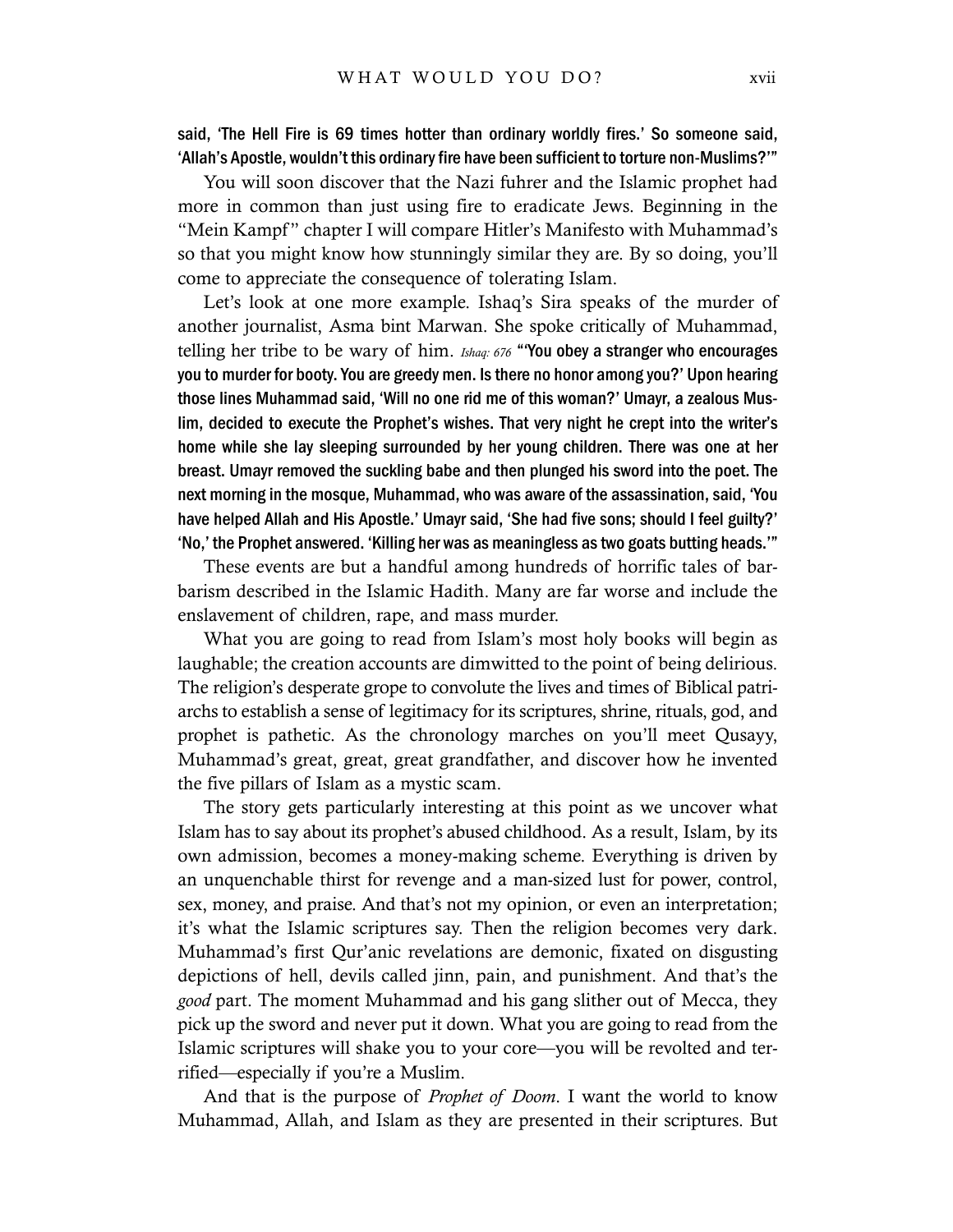**said, 'The Hell Fire is 69 times hotter than ordinary worldly fires.' So someone said, 'Allah's Apostle, wouldn't this ordinary fire have been sufficient to torture non-Muslims?'"**

You will soon discover that the Nazi fuhrer and the Islamic prophet had more in common than just using fire to eradicate Jews. Beginning in the "Mein Kampf" chapter I will compare Hitler's Manifesto with Muhammad's so that you might know how stunningly similar they are. By so doing, you'll come to appreciate the consequence of tolerating Islam.

Let's look at one more example. Ishaq's Sira speaks of the murder of another journalist, Asma bint Marwan. She spoke critically of Muhammad, telling her tribe to be wary of him. *Ishaq: 676* **"'You obey a stranger who encourages you to murder for booty. You are greedy men. Is there no honor among you?' Upon hearing those lines Muhammad said, 'Will no one rid me of this woman?' Umayr, a zealous Muslim, decided to execute the Prophet's wishes. That very night he crept into the writer's home while she lay sleeping surrounded by her young children. There was one at her breast. Umayr removed the suckling babe and then plunged his sword into the poet. The next morning in the mosque, Muhammad, who was aware of the assassination, said, 'You have helped Allah and His Apostle.' Umayr said, 'She had five sons; should I feel guilty?' 'No,' the Prophet answered. 'Killing her was as meaningless as two goats butting heads.'"**

These events are but a handful among hundreds of horrific tales of barbarism described in the Islamic Hadith. Many are far worse and include the enslavement of children, rape, and mass murder.

What you are going to read from Islam's most holy books will begin as laughable; the creation accounts are dimwitted to the point of being delirious. The religion's desperate grope to convolute the lives and times of Biblical patriarchs to establish a sense of legitimacy for its scriptures, shrine, rituals, god, and prophet is pathetic. As the chronology marches on you'll meet Qusayy, Muhammad's great, great, great grandfather, and discover how he invented the five pillars of Islam as a mystic scam.

The story gets particularly interesting at this point as we uncover what Islam has to say about its prophet's abused childhood. As a result, Islam, by its own admission, becomes a money-making scheme. Everything is driven by an unquenchable thirst for revenge and a man-sized lust for power, control, sex, money, and praise. And that's not my opinion, or even an interpretation; it's what the Islamic scriptures say. Then the religion becomes very dark. Muhammad's first Qur'anic revelations are demonic, fixated on disgusting depictions of hell, devils called jinn, pain, and punishment. And that's the *good* part. The moment Muhammad and his gang slither out of Mecca, they pick up the sword and never put it down. What you are going to read from the Islamic scriptures will shake you to your core—you will be revolted and terrified—especially if you're a Muslim.

And that is the purpose of *Prophet of Doom*. I want the world to know Muhammad, Allah, and Islam as they are presented in their scriptures. But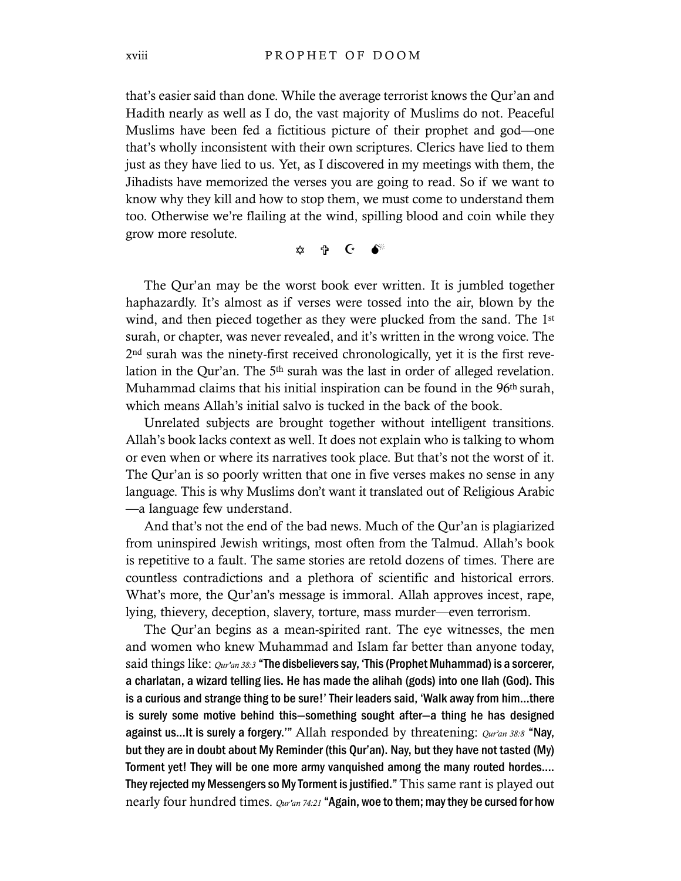that's easier said than done. While the average terrorist knows the Qur'an and Hadith nearly as well as I do, the vast majority of Muslims do not. Peaceful Muslims have been fed a fictitious picture of their prophet and god—one that's wholly inconsistent with their own scriptures. Clerics have lied to them just as they have lied to us. Yet, as I discovered in my meetings with them, the Jihadists have memorized the verses you are going to read. So if we want to know why they kill and how to stop them, we must come to understand them too. Otherwise we're flailing at the wind, spilling blood and coin while they grow more resolute.

✡ ✞ ☪ 💣

The Qur'an may be the worst book ever written. It is jumbled together haphazardly. It's almost as if verses were tossed into the air, blown by the wind, and then pieced together as they were plucked from the sand. The 1st surah, or chapter, was never revealed, and it's written in the wrong voice. The 2nd surah was the ninety-first received chronologically, yet it is the first revelation in the Qur'an. The 5th surah was the last in order of alleged revelation. Muhammad claims that his initial inspiration can be found in the 96th surah, which means Allah's initial salvo is tucked in the back of the book.

Unrelated subjects are brought together without intelligent transitions. Allah's book lacks context as well. It does not explain who is talking to whom or even when or where its narratives took place. But that's not the worst of it. The Qur'an is so poorly written that one in five verses makes no sense in any language. This is why Muslims don't want it translated out of Religious Arabic —a language few understand.

And that's not the end of the bad news. Much of the Qur'an is plagiarized from uninspired Jewish writings, most often from the Talmud. Allah's book is repetitive to a fault. The same stories are retold dozens of times. There are countless contradictions and a plethora of scientific and historical errors. What's more, the Qur'an's message is immoral. Allah approves incest, rape, lying, thievery, deception, slavery, torture, mass murder—even terrorism.

The Qur'an begins as a mean-spirited rant. The eye witnesses, the men and women who knew Muhammad and Islam far better than anyone today, said things like: *Qur'an 38:3* **"The disbelievers say, 'This (Prophet Muhammad) is a sorcerer, a charlatan, a wizard telling lies. He has made the alihah (gods) into one Ilah (God). This is a curious and strange thing to be sure!' Their leaders said, 'Walk away from him…there is surely some motive behind this—something sought after—a thing he has designed against us…It is surely a forgery.'"** Allah responded by threatening: *Qur'an 38:8* **"Nay, but they are in doubt about My Reminder (this Qur'an). Nay, but they have not tasted (My) Torment yet! They will be one more army vanquished among the many routed hordes…. They rejected my Messengers so My Torment is justified."** This same rant is played out nearly four hundred times. *Qur'an 74:21* **"Again, woe to them; may they be cursed for how**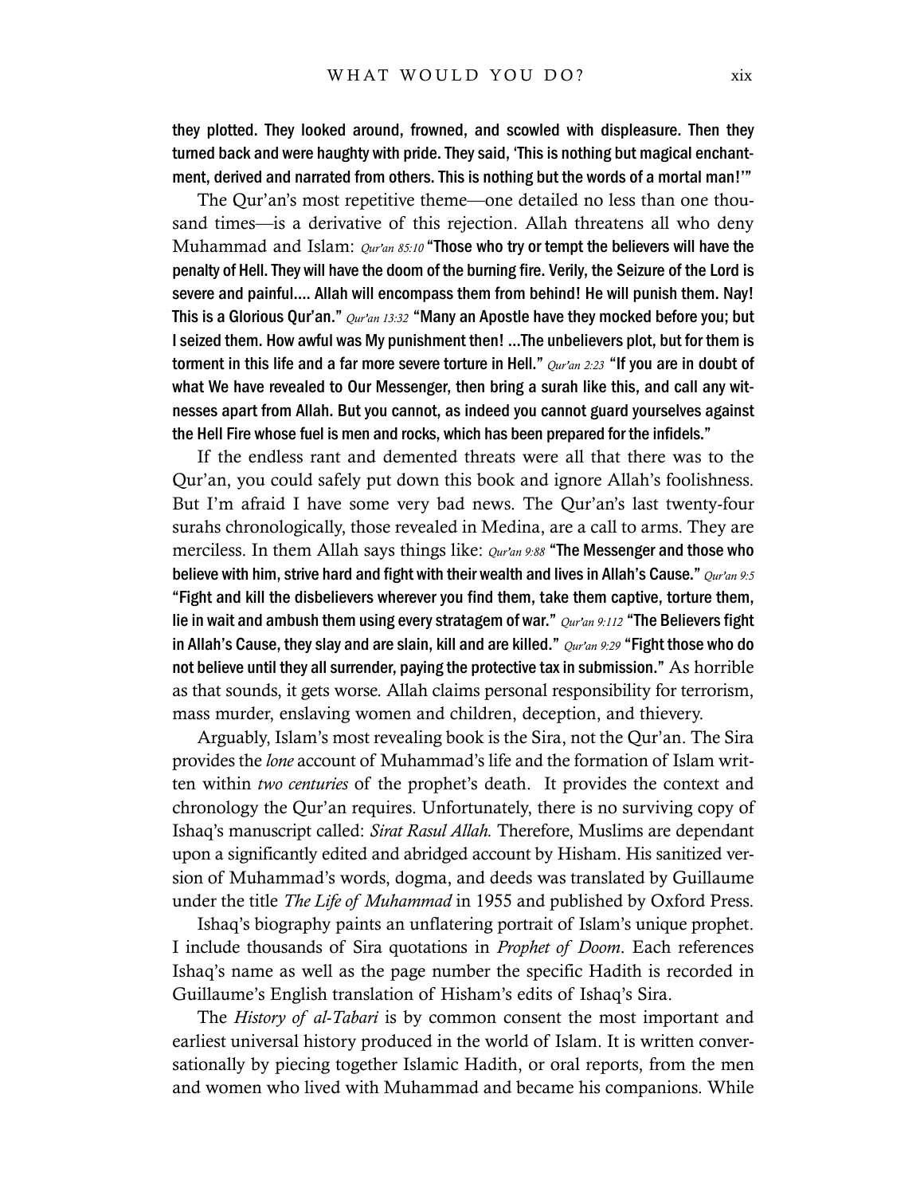**they plotted. They looked around, frowned, and scowled with displeasure. Then they turned back and were haughty with pride. They said, 'This is nothing but magical enchantment, derived and narrated from others. This is nothing but the words of a mortal man!'"**

The Qur'an's most repetitive theme—one detailed no less than one thousand times—is a derivative of this rejection. Allah threatens all who deny Muhammad and Islam: *Qur'an 85:10* **"Those who try or tempt the believers will have the penalty of Hell. They will have the doom of the burning fire. Verily, the Seizure of the Lord is severe and painful.... Allah will encompass them from behind! He will punish them. Nay! This is a Glorious Qur'an."** *Qur'an 13:32* **"Many an Apostle have they mocked before you; but I seized them. How awful was My punishment then! ...The unbelievers plot, but for them is torment in this life and a far more severe torture in Hell."** *Qur'an 2:23* **"If you are in doubt of what We have revealed to Our Messenger, then bring a surah like this, and call any witnesses apart from Allah. But you cannot, as indeed you cannot guard yourselves against the Hell Fire whose fuel is men and rocks, which has been prepared for the infidels."**

If the endless rant and demented threats were all that there was to the Qur'an, you could safely put down this book and ignore Allah's foolishness. But I'm afraid I have some very bad news. The Qur'an's last twenty-four surahs chronologically, those revealed in Medina, are a call to arms. They are merciless. In them Allah says things like: *Qur'an 9:88* **"The Messenger and those who believe with him, strive hard and fight with their wealth and lives in Allah's Cause."** *Qur'an 9:5* **"Fight and kill the disbelievers wherever you find them, take them captive, torture them, lie in wait and ambush them using every stratagem of war."** *Qur'an 9:112* **"The Believers fight in Allah's Cause, they slay and are slain, kill and are killed."** *Qur'an 9:29* **"Fight those who do not believe until they all surrender, paying the protective tax in submission."** As horrible as that sounds, it gets worse. Allah claims personal responsibility for terrorism, mass murder, enslaving women and children, deception, and thievery.

Arguably, Islam's most revealing book is the Sira, not the Qur'an. The Sira provides the *lone* account of Muhammad's life and the formation of Islam written within *two centuries* of the prophet's death. It provides the context and chronology the Qur'an requires. Unfortunately, there is no surviving copy of Ishaq's manuscript called: *Sirat Rasul Allah.* Therefore, Muslims are dependant upon a significantly edited and abridged account by Hisham. His sanitized version of Muhammad's words, dogma, and deeds was translated by Guillaume under the title *The Life of Muhammad* in 1955 and published by Oxford Press.

Ishaq's biography paints an unflatering portrait of Islam's unique prophet. I include thousands of Sira quotations in *Prophet of Doom*. Each references Ishaq's name as well as the page number the specific Hadith is recorded in Guillaume's English translation of Hisham's edits of Ishaq's Sira.

The *History of al-Tabari* is by common consent the most important and earliest universal history produced in the world of Islam. It is written conversationally by piecing together Islamic Hadith, or oral reports, from the men and women who lived with Muhammad and became his companions. While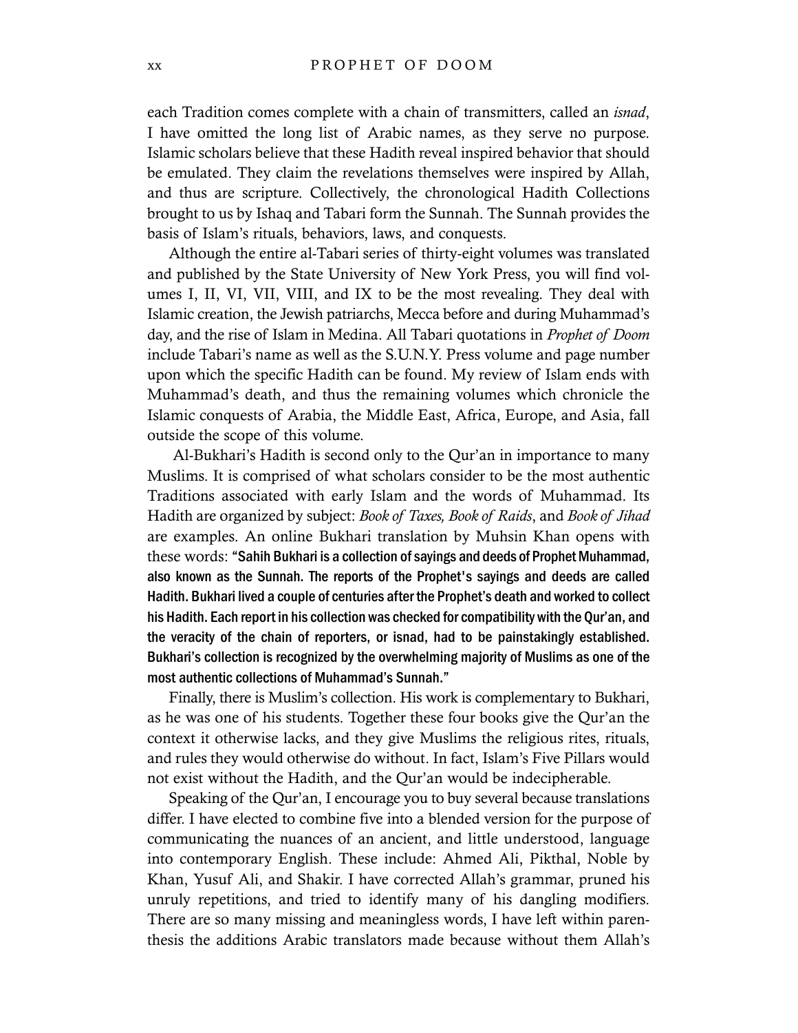each Tradition comes complete with a chain of transmitters, called an *isnad*, I have omitted the long list of Arabic names, as they serve no purpose. Islamic scholars believe that these Hadith reveal inspired behavior that should be emulated. They claim the revelations themselves were inspired by Allah, and thus are scripture. Collectively, the chronological Hadith Collections brought to us by Ishaq and Tabari form the Sunnah. The Sunnah provides the basis of Islam's rituals, behaviors, laws, and conquests.

Although the entire al-Tabari series of thirty-eight volumes was translated and published by the State University of New York Press, you will find volumes I, II, VI, VII, VIII, and IX to be the most revealing. They deal with Islamic creation, the Jewish patriarchs, Mecca before and during Muhammad's day, and the rise of Islam in Medina. All Tabari quotations in *Prophet of Doom* include Tabari's name as well as the S.U.N.Y. Press volume and page number upon which the specific Hadith can be found. My review of Islam ends with Muhammad's death, and thus the remaining volumes which chronicle the Islamic conquests of Arabia, the Middle East, Africa, Europe, and Asia, fall outside the scope of this volume.

Al-Bukhari's Hadith is second only to the Qur'an in importance to many Muslims. It is comprised of what scholars consider to be the most authentic Traditions associated with early Islam and the words of Muhammad. Its Hadith are organized by subject: *Book of Taxes, Book of Raids*, and *Book of Jihad* are examples. An online Bukhari translation by Muhsin Khan opens with these words: **"Sahih Bukhari is a collection of sayings and deeds of Prophet Muhammad, also known as the Sunnah. The reports of the Prophet's sayings and deeds are called Hadith. Bukhari lived a couple of centuries after the Prophet's death and worked to collect his Hadith. Each report in his collection was checked for compatibility with the Qur'an, and the veracity of the chain of reporters, or isnad, had to be painstakingly established. Bukhari's collection is recognized by the overwhelming majority of Muslims as one of the most authentic collections of Muhammad's Sunnah."**

Finally, there is Muslim's collection. His work is complementary to Bukhari, as he was one of his students. Together these four books give the Qur'an the context it otherwise lacks, and they give Muslims the religious rites, rituals, and rules they would otherwise do without. In fact, Islam's Five Pillars would not exist without the Hadith, and the Qur'an would be indecipherable.

Speaking of the Qur'an, I encourage you to buy several because translations differ. I have elected to combine five into a blended version for the purpose of communicating the nuances of an ancient, and little understood, language into contemporary English. These include: Ahmed Ali, Pikthal, Noble by Khan, Yusuf Ali, and Shakir. I have corrected Allah's grammar, pruned his unruly repetitions, and tried to identify many of his dangling modifiers. There are so many missing and meaningless words, I have left within parenthesis the additions Arabic translators made because without them Allah's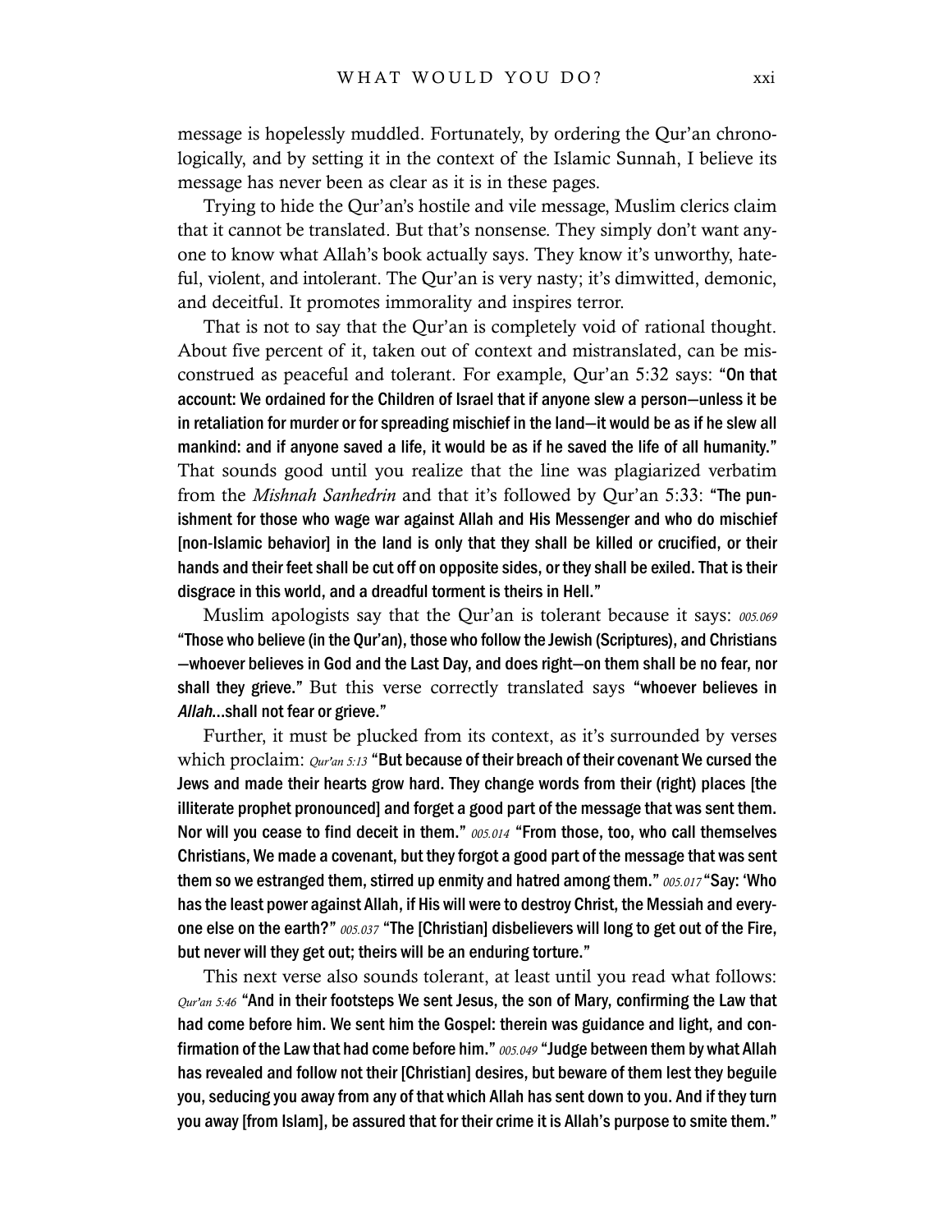message is hopelessly muddled. Fortunately, by ordering the Qur'an chronologically, and by setting it in the context of the Islamic Sunnah, I believe its message has never been as clear as it is in these pages.

Trying to hide the Qur'an's hostile and vile message, Muslim clerics claim that it cannot be translated. But that's nonsense. They simply don't want anyone to know what Allah's book actually says. They know it's unworthy, hateful, violent, and intolerant. The Qur'an is very nasty; it's dimwitted, demonic, and deceitful. It promotes immorality and inspires terror.

That is not to say that the Qur'an is completely void of rational thought. About five percent of it, taken out of context and mistranslated, can be misconstrued as peaceful and tolerant. For example, Qur'an 5:32 says: **"On that account: We ordained for the Children of Israel that if anyone slew a person—unless it be in retaliation for murder or for spreading mischief in the land—it would be as if he slew all mankind: and if anyone saved a life, it would be as if he saved the life of all humanity."** That sounds good until you realize that the line was plagiarized verbatim from the *Mishnah Sanhedrin* and that it's followed by Qur'an 5:33: **"The punishment for those who wage war against Allah and His Messenger and who do mischief [non-Islamic behavior] in the land is only that they shall be killed or crucified, or their hands and their feet shall be cut off on opposite sides, or they shall be exiled. That is their disgrace in this world, and a dreadful torment is theirs in Hell."**

Muslim apologists say that the Qur'an is tolerant because it says: *005.069* **"Those who believe (in the Qur'an), those who follow the Jewish (Scriptures), and Christians —whoever believes in God and the Last Day, and does right—on them shall be no fear, nor shall they grieve."** But this verse correctly translated says **"whoever believes in *Allah*...shall not fear or grieve."**

Further, it must be plucked from its context, as it's surrounded by verses which proclaim: *Qur'an 5:13* **"But because of their breach of their covenant We cursed the Jews and made their hearts grow hard. They change words from their (right) places [the illiterate prophet pronounced] and forget a good part of the message that was sent them. Nor will you cease to find deceit in them."** *005.014* **"From those, too, who call themselves Christians, We made a covenant, but they forgot a good part of the message that was sent them so we estranged them, stirred up enmity and hatred among them."** *005.017* **"Say: 'Who has the least power against Allah, if His will were to destroy Christ, the Messiah and everyone else on the earth?"** *005.037* **"The [Christian] disbelievers will long to get out of the Fire, but never will they get out; theirs will be an enduring torture."**

This next verse also sounds tolerant, at least until you read what follows: *Qur'an 5:46* **"And in their footsteps We sent Jesus, the son of Mary, confirming the Law that had come before him. We sent him the Gospel: therein was guidance and light, and confirmation of the Law that had come before him."** *005.049* **"Judge between them by what Allah has revealed and follow not their [Christian] desires, but beware of them lest they beguile you, seducing you away from any of that which Allah has sent down to you. And if they turn you away [from Islam], be assured that for their crime it is Allah's purpose to smite them."**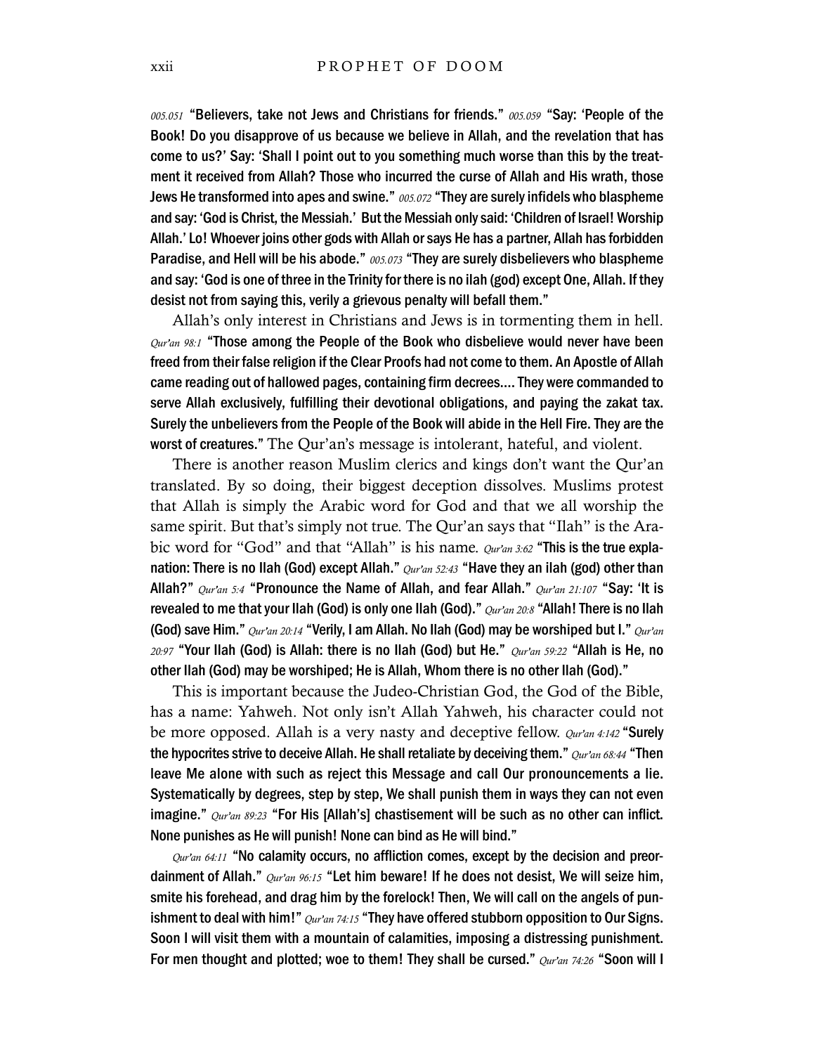*005.051* **"Believers, take not Jews and Christians for friends."** *005.059* **"Say: 'People of the Book! Do you disapprove of us because we believe in Allah, and the revelation that has come to us?' Say: 'Shall I point out to you something much worse than this by the treatment it received from Allah? Those who incurred the curse of Allah and His wrath, those Jews He transformed into apes and swine."** *005.072* **"They are surely infidels who blaspheme and say: 'God is Christ, the Messiah.' But the Messiah only said: 'Children of Israel! Worship Allah.' Lo! Whoever joins other gods with Allah or says He has a partner, Allah has forbidden Paradise, and Hell will be his abode."** *005.073* **"They are surely disbelievers who blaspheme and say: 'God is one of three in the Trinity for there is no ilah (god) except One, Allah. If they desist not from saying this, verily a grievous penalty will befall them."**

Allah's only interest in Christians and Jews is in tormenting them in hell. *Qur'an 98:1* **"Those among the People of the Book who disbelieve would never have been freed from their false religion if the Clear Proofs had not come to them. An Apostle of Allah came reading out of hallowed pages, containing firm decrees.... They were commanded to serve Allah exclusively, fulfilling their devotional obligations, and paying the zakat tax. Surely the unbelievers from the People of the Book will abide in the Hell Fire. They are the worst of creatures."** The Qur'an's message is intolerant, hateful, and violent.

There is another reason Muslim clerics and kings don't want the Qur'an translated. By so doing, their biggest deception dissolves. Muslims protest that Allah is simply the Arabic word for God and that we all worship the same spirit. But that's simply not true. The Qur'an says that "Ilah" is the Arabic word for "God" and that "Allah" is his name. *Qur'an 3:62* **"This is the true explanation: There is no Ilah (God) except Allah."** *Qur'an 52:43* **"Have they an ilah (god) other than Allah?"** *Qur'an 5:4* **"Pronounce the Name of Allah, and fear Allah."** *Qur'an 21:107* **"Say: 'It is revealed to me that your Ilah (God) is only one Ilah (God)."** *Qur'an 20:8* **"Allah! There is no Ilah (God) save Him."** *Qur'an 20:14* **"Verily, I am Allah. No Ilah (God) may be worshiped but I."** *Qur'an 20:97* **"Your Ilah (God) is Allah: there is no Ilah (God) but He."** *Qur'an 59:22* **"Allah is He, no other Ilah (God) may be worshiped; He is Allah, Whom there is no other Ilah (God)."**

This is important because the Judeo-Christian God, the God of the Bible, has a name: Yahweh. Not only isn't Allah Yahweh, his character could not be more opposed. Allah is a very nasty and deceptive fellow. *Qur'an 4:142* **"Surely the hypocrites strive to deceive Allah. He shall retaliate by deceiving them."** *Qur'an 68:44* **"Then leave Me alone with such as reject this Message and call Our pronouncements a lie. Systematically by degrees, step by step, We shall punish them in ways they can not even imagine."** *Qur'an 89:23* **"For His [Allah's] chastisement will be such as no other can inflict. None punishes as He will punish! None can bind as He will bind."**

*Qur'an 64:11* **"No calamity occurs, no affliction comes, except by the decision and preordainment of Allah."** *Qur'an 96:15* **"Let him beware! If he does not desist, We will seize him, smite his forehead, and drag him by the forelock! Then, We will call on the angels of punishment to deal with him!"** *Qur'an 74:15* **"They have offered stubborn opposition to Our Signs. Soon I will visit them with a mountain of calamities, imposing a distressing punishment. For men thought and plotted; woe to them! They shall be cursed."** *Qur'an 74:26* **"Soon will I**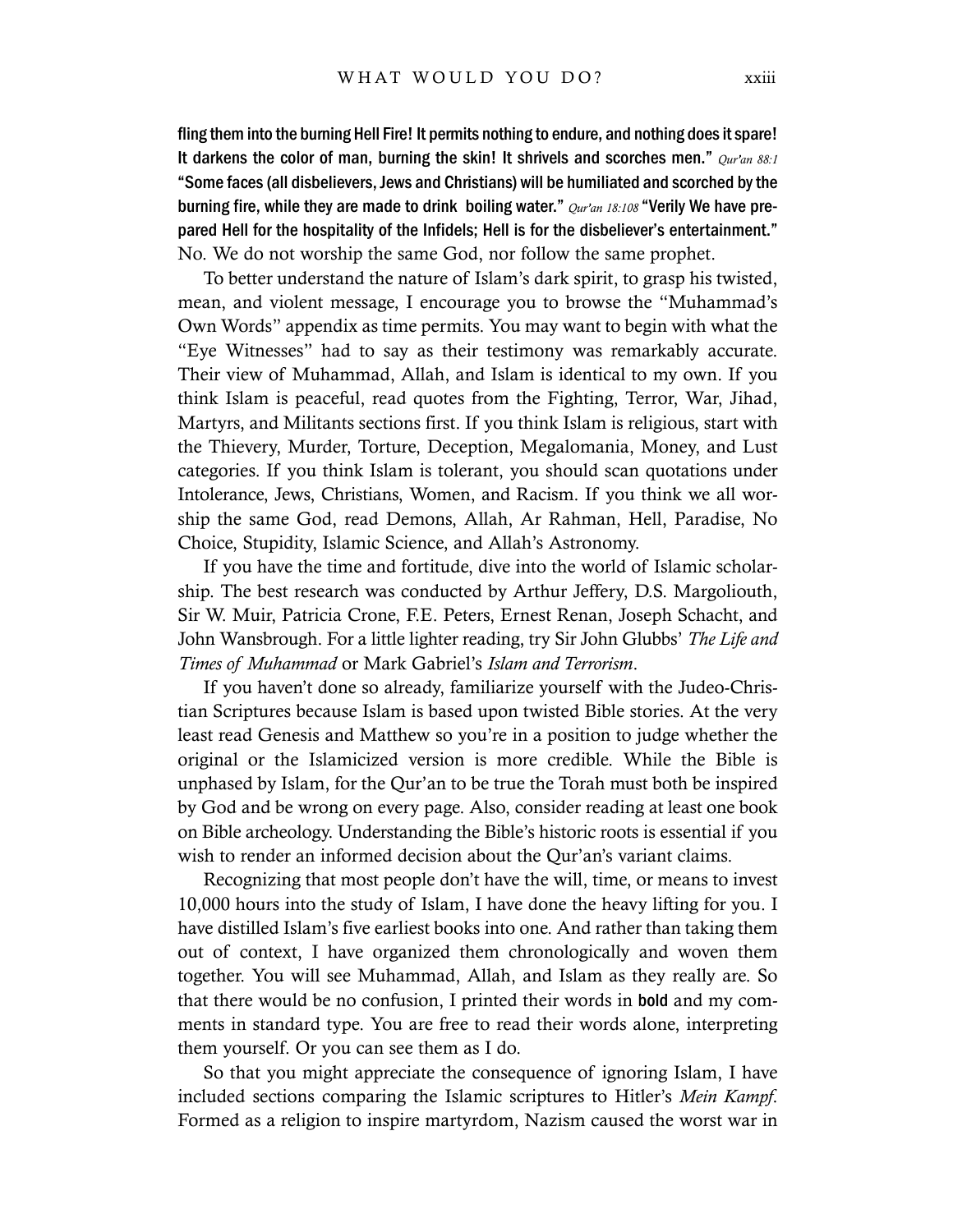**fling them into the burning Hell Fire! It permits nothing to endure, and nothing does it spare! It darkens the color of man, burning the skin! It shrivels and scorches men."** *Qur'an 88:1* **"Some faces (all disbelievers, Jews and Christians) will be humiliated and scorched by the burning fire, while they are made to drink boiling water."** *Qur'an 18:108* **"Verily We have prepared Hell for the hospitality of the Infidels; Hell is for the disbeliever's entertainment."** No. We do not worship the same God, nor follow the same prophet.

To better understand the nature of Islam's dark spirit, to grasp his twisted, mean, and violent message, I encourage you to browse the "Muhammad's Own Words" appendix as time permits. You may want to begin with what the "Eye Witnesses" had to say as their testimony was remarkably accurate. Their view of Muhammad, Allah, and Islam is identical to my own. If you think Islam is peaceful, read quotes from the Fighting, Terror, War, Jihad, Martyrs, and Militants sections first. If you think Islam is religious, start with the Thievery, Murder, Torture, Deception, Megalomania, Money, and Lust categories. If you think Islam is tolerant, you should scan quotations under Intolerance, Jews, Christians, Women, and Racism. If you think we all worship the same God, read Demons, Allah, Ar Rahman, Hell, Paradise, No Choice, Stupidity, Islamic Science, and Allah's Astronomy.

If you have the time and fortitude, dive into the world of Islamic scholarship. The best research was conducted by Arthur Jeffery, D.S. Margoliouth, Sir W. Muir, Patricia Crone, F.E. Peters, Ernest Renan, Joseph Schacht, and John Wansbrough. For a little lighter reading, try Sir John Glubbs' *The Life and Times of Muhammad* or Mark Gabriel's *Islam and Terrorism*.

If you haven't done so already, familiarize yourself with the Judeo-Christian Scriptures because Islam is based upon twisted Bible stories. At the very least read Genesis and Matthew so you're in a position to judge whether the original or the Islamicized version is more credible. While the Bible is unphased by Islam, for the Qur'an to be true the Torah must both be inspired by God and be wrong on every page. Also, consider reading at least one book on Bible archeology. Understanding the Bible's historic roots is essential if you wish to render an informed decision about the Qur'an's variant claims.

Recognizing that most people don't have the will, time, or means to invest 10,000 hours into the study of Islam, I have done the heavy lifting for you. I have distilled Islam's five earliest books into one. And rather than taking them out of context, I have organized them chronologically and woven them together. You will see Muhammad, Allah, and Islam as they really are. So that there would be no confusion, I printed their words in **bold** and my comments in standard type. You are free to read their words alone, interpreting them yourself. Or you can see them as I do.

So that you might appreciate the consequence of ignoring Islam, I have included sections comparing the Islamic scriptures to Hitler's *Mein Kampf*. Formed as a religion to inspire martyrdom, Nazism caused the worst war in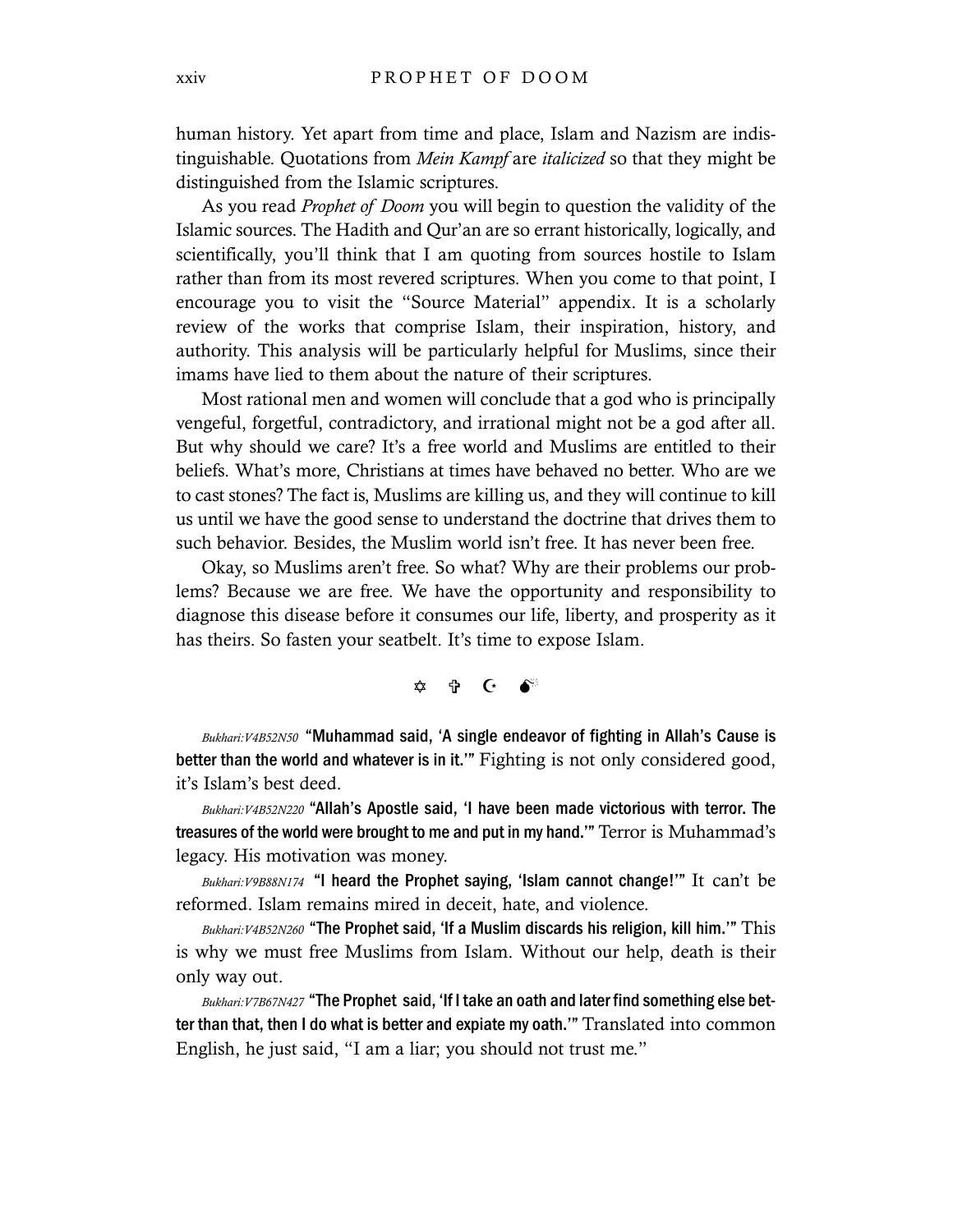human history. Yet apart from time and place, Islam and Nazism are indistinguishable. Quotations from *Mein Kampf* are *italicized* so that they might be distinguished from the Islamic scriptures.

As you read *Prophet of Doom* you will begin to question the validity of the Islamic sources. The Hadith and Qur'an are so errant historically, logically, and scientifically, you'll think that I am quoting from sources hostile to Islam rather than from its most revered scriptures. When you come to that point, I encourage you to visit the "Source Material" appendix. It is a scholarly review of the works that comprise Islam, their inspiration, history, and authority. This analysis will be particularly helpful for Muslims, since their imams have lied to them about the nature of their scriptures.

Most rational men and women will conclude that a god who is principally vengeful, forgetful, contradictory, and irrational might not be a god after all. But why should we care? It's a free world and Muslims are entitled to their beliefs. What's more, Christians at times have behaved no better. Who are we to cast stones? The fact is, Muslims are killing us, and they will continue to kill us until we have the good sense to understand the doctrine that drives them to such behavior. Besides, the Muslim world isn't free. It has never been free.

Okay, so Muslims aren't free. So what? Why are their problems our problems? Because we are free. We have the opportunity and responsibility to diagnose this disease before it consumes our life, liberty, and prosperity as it has theirs. So fasten your seatbelt. It's time to expose Islam.

✡ ✞ ☪ 💣

*Bukhari:V4B52N50* **"Muhammad said, 'A single endeavor of fighting in Allah's Cause is better than the world and whatever is in it.'"** Fighting is not only considered good, it's Islam's best deed.

*Bukhari:V4B52N220* **"Allah's Apostle said, 'I have been made victorious with terror. The treasures of the world were brought to me and put in my hand.'"** Terror is Muhammad's legacy. His motivation was money.

*Bukhari:V9B88N174* **"I heard the Prophet saying, 'Islam cannot change!'"** It can't be reformed. Islam remains mired in deceit, hate, and violence.

*Bukhari:V4B52N260* **"The Prophet said, 'If a Muslim discards his religion, kill him.'"** This is why we must free Muslims from Islam. Without our help, death is their only way out.

*Bukhari:V7B67N427* **"The Prophet said, 'If I take an oath and later find something else better than that, then I do what is better and expiate my oath.'"** Translated into common English, he just said, "I am a liar; you should not trust me."